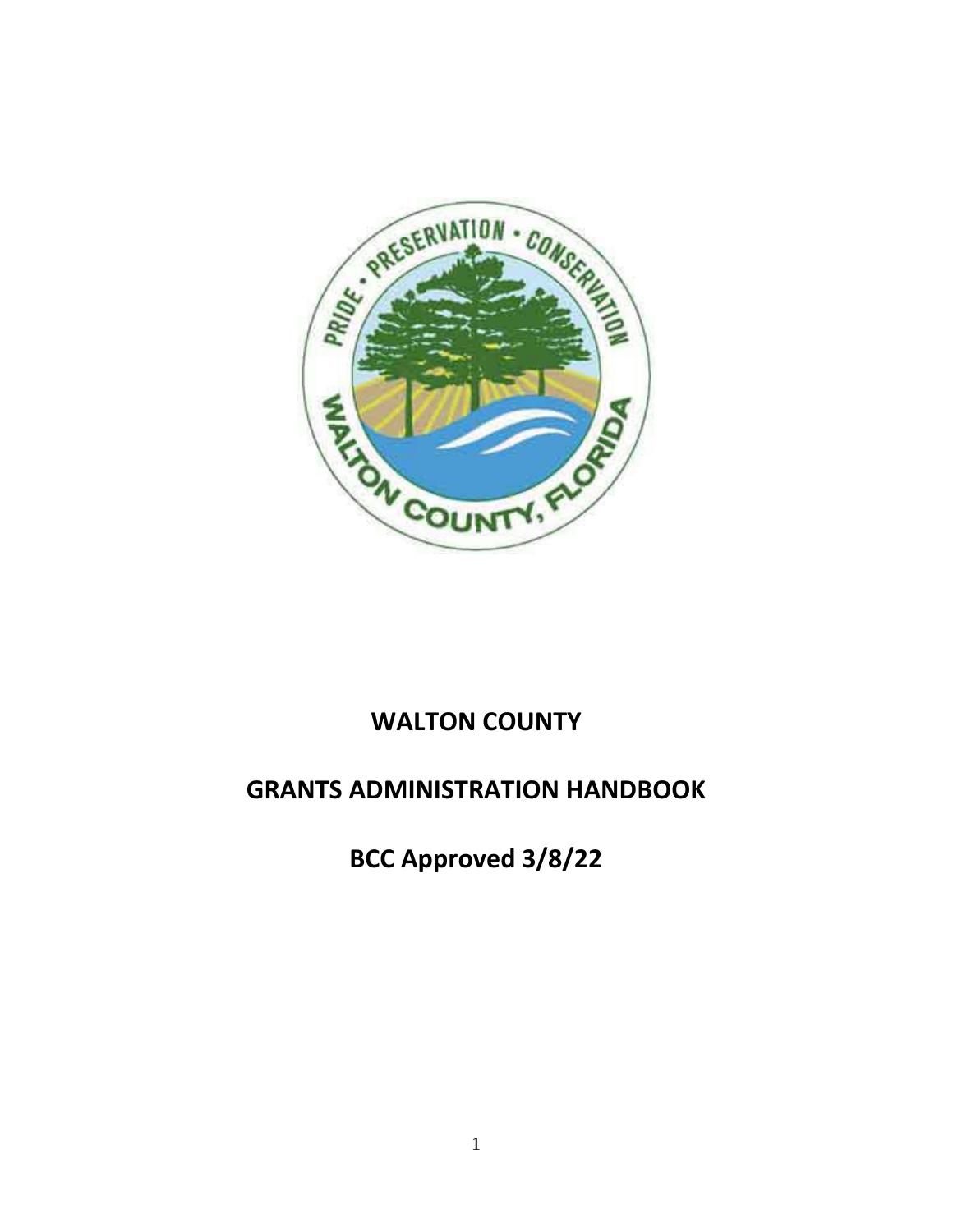# WALTON COUNTY

# GRANTS ADMINISTRATION HANDBOOK

# BCC Approved 3/8/22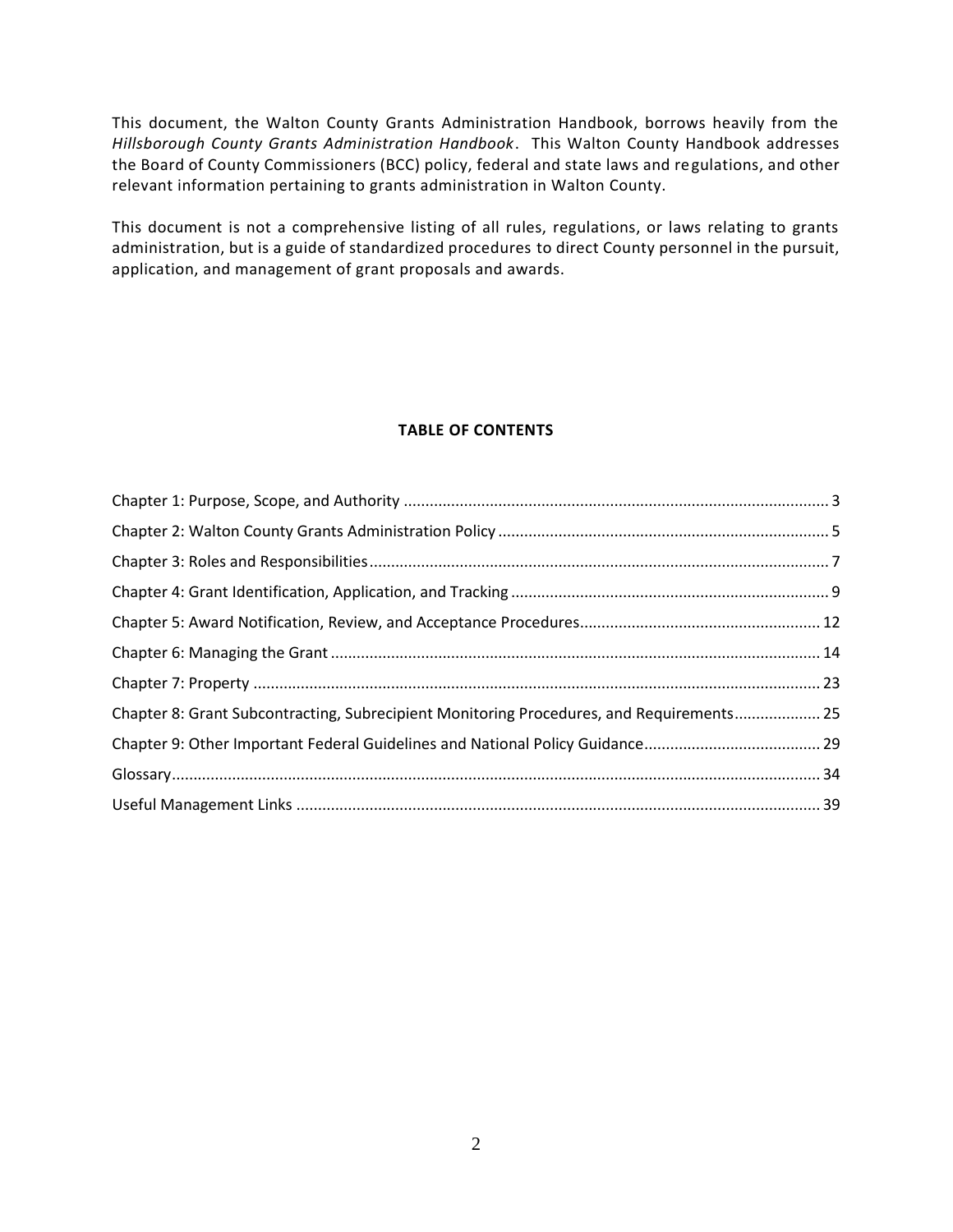This document, the Walton County Grants Administration Handbook, borrows heavily from the *Hillsborough County Grants Administration Handbook*. This Walton County Handbook addresses the Board of County Commissioners (BCC) policy, federal and state laws and regulations, and other relevant information pertaining to grants administration in Walton County.

This document is not a comprehensive listing of all rules, regulations, or laws relating to grants administration, but is a guide of standardized procedures to direct County personnel in the pursuit, application, and management of grant proposals and awards.

## TABLE OF CONTENTS

- Chapter 1: Purpose, Scope, and Authority ..... 3
- Chapter 2: Walton County Grants Administration Policy ..... 5
- Chapter 3: Roles and Responsibilities ..... 7
- Chapter 4: Grant Identification, Application, and Tracking ..... 9
- Chapter 5: Award Notification, Review, and Acceptance Procedures ..... 12
- Chapter 6: Managing the Grant ..... 14
- Chapter 7: Property ..... 23
- Chapter 8: Grant Subcontracting, Subrecipient Monitoring Procedures, and Requirements ..... 25
- Chapter 9: Other Important Federal Guidelines and National Policy Guidance ..... 29
- Glossary ..... 34
- Useful Management Links ..... 39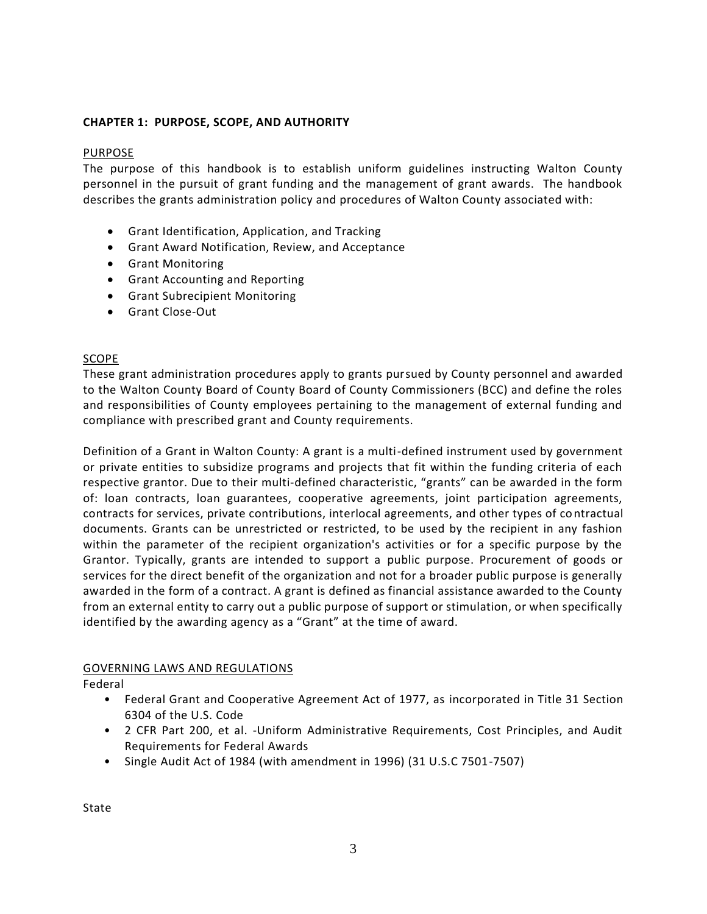## CHAPTER 1: PURPOSE, SCOPE, AND AUTHORITY

### PURPOSE

The purpose of this handbook is to establish uniform guidelines instructing Walton County personnel in the pursuit of grant funding and the management of grant awards. The handbook describes the grants administration policy and procedures of Walton County associated with:

- Grant Identification, Application, and Tracking
- Grant Award Notification, Review, and Acceptance
- Grant Monitoring
- Grant Accounting and Reporting
- Grant Subrecipient Monitoring
- Grant Close-Out

### SCOPE

These grant administration procedures apply to grants pursued by County personnel and awarded to the Walton County Board of County Board of County Commissioners (BCC) and define the roles and responsibilities of County employees pertaining to the management of external funding and compliance with prescribed grant and County requirements.

Definition of a Grant in Walton County: A grant is a multi-defined instrument used by government or private entities to subsidize programs and projects that fit within the funding criteria of each respective grantor. Due to their multi-defined characteristic, "grants" can be awarded in the form of: loan contracts, loan guarantees, cooperative agreements, joint participation agreements, contracts for services, private contributions, interlocal agreements, and other types of contractual documents. Grants can be unrestricted or restricted, to be used by the recipient in any fashion within the parameter of the recipient organization's activities or for a specific purpose by the Grantor. Typically, grants are intended to support a public purpose. Procurement of goods or services for the direct benefit of the organization and not for a broader public purpose is generally awarded in the form of a contract. A grant is defined as financial assistance awarded to the County from an external entity to carry out a public purpose of support or stimulation, or when specifically identified by the awarding agency as a "Grant" at the time of award.

### GOVERNING LAWS AND REGULATIONS

Federal

- Federal Grant and Cooperative Agreement Act of 1977, as incorporated in Title 31 Section 6304 of the U.S. Code
- 2 CFR Part 200, et al. -Uniform Administrative Requirements, Cost Principles, and Audit Requirements for Federal Awards
- Single Audit Act of 1984 (with amendment in 1996) (31 U.S.C 7501-7507)

State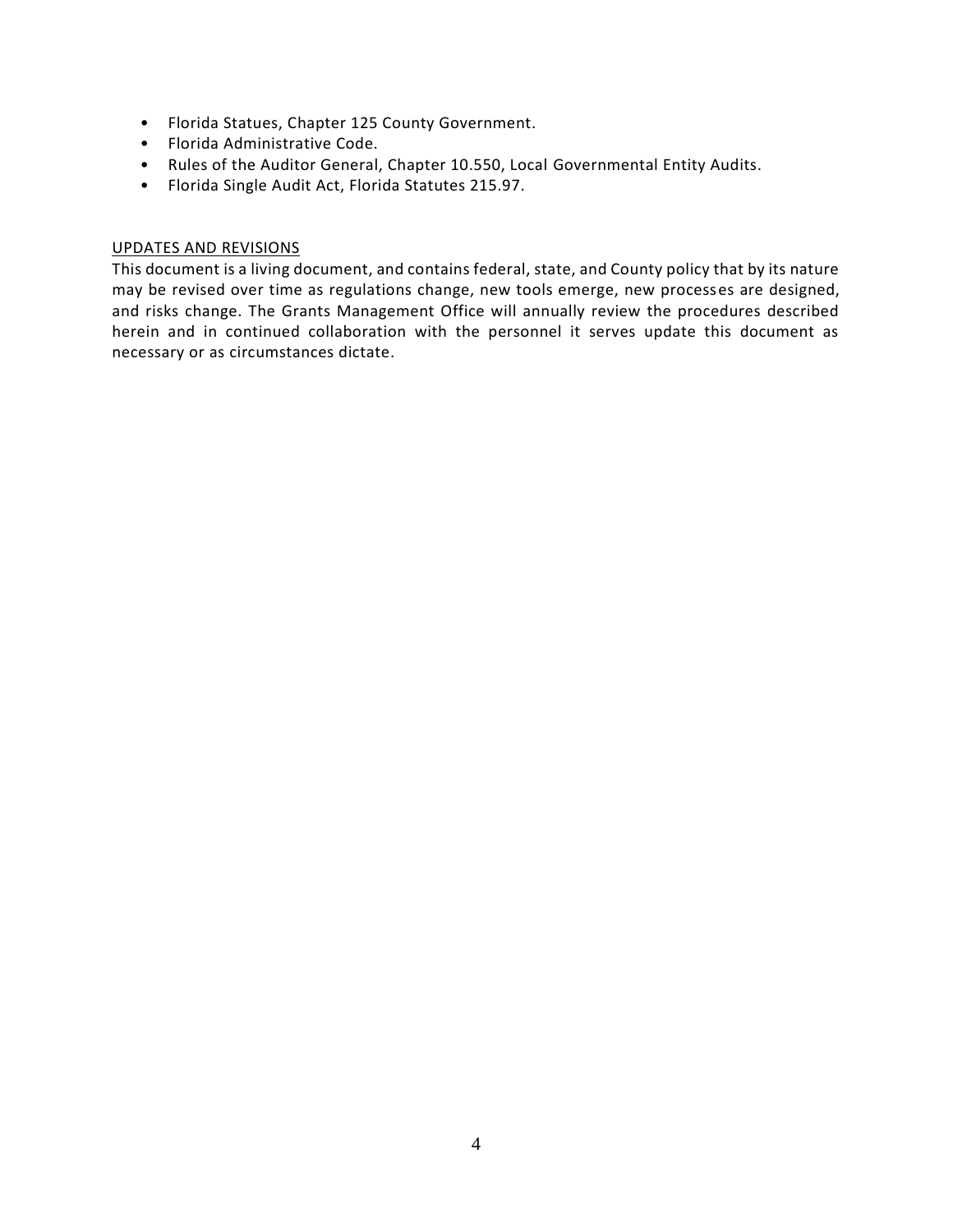- Florida Statues, Chapter 125 County Government.
- Florida Administrative Code.
- Rules of the Auditor General, Chapter 10.550, Local Governmental Entity Audits.
- Florida Single Audit Act, Florida Statutes 215.97.

UPDATES AND REVISIONS

This document is a living document, and contains federal, state, and County policy that by its nature may be revised over time as regulations change, new tools emerge, new processes are designed, and risks change. The Grants Management Office will annually review the procedures described herein and in continued collaboration with the personnel it serves update this document as necessary or as circumstances dictate.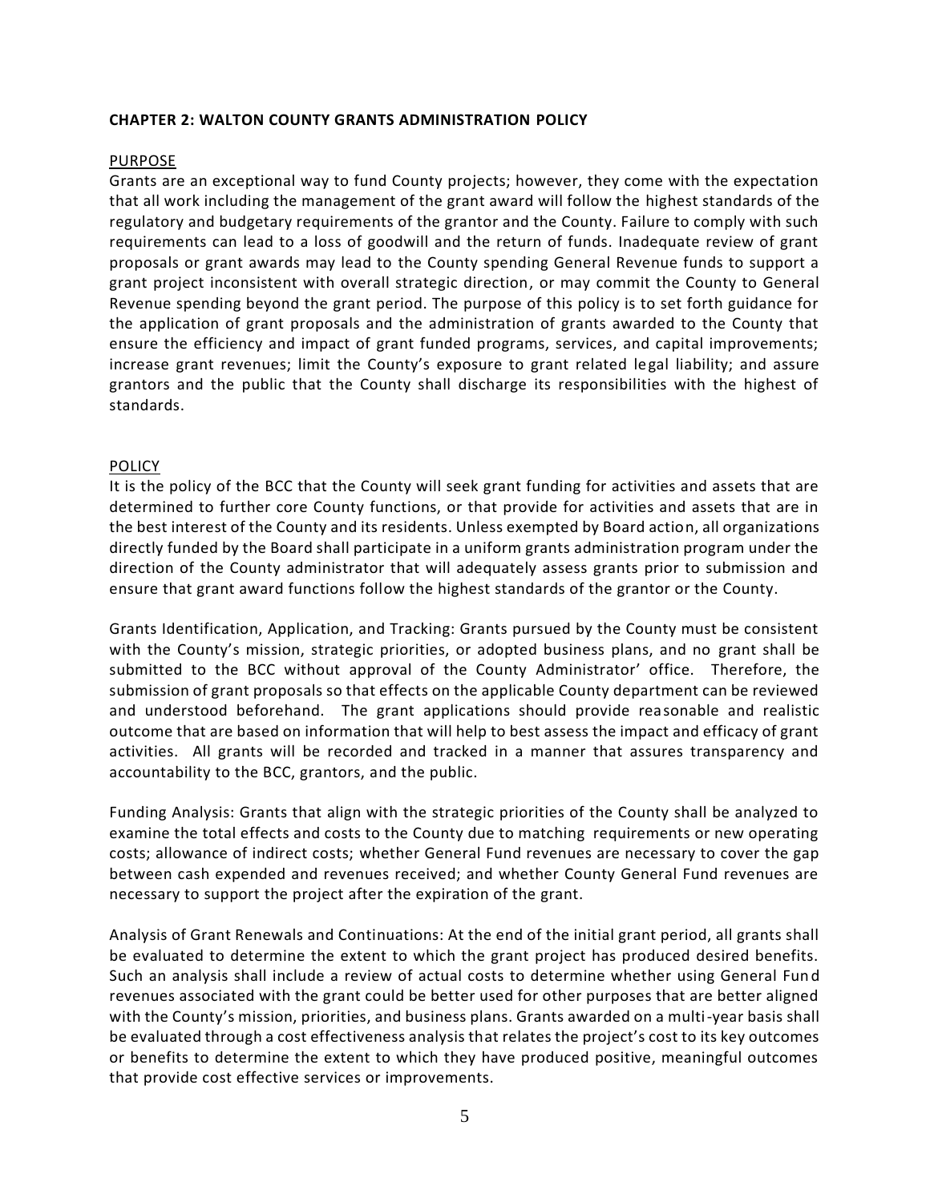**CHAPTER 2: WALTON COUNTY GRANTS ADMINISTRATION POLICY**

PURPOSE

Grants are an exceptional way to fund County projects; however, they come with the expectation that all work including the management of the grant award will follow the highest standards of the regulatory and budgetary requirements of the grantor and the County. Failure to comply with such requirements can lead to a loss of goodwill and the return of funds. Inadequate review of grant proposals or grant awards may lead to the County spending General Revenue funds to support a grant project inconsistent with overall strategic direction, or may commit the County to General Revenue spending beyond the grant period. The purpose of this policy is to set forth guidance for the application of grant proposals and the administration of grants awarded to the County that ensure the efficiency and impact of grant funded programs, services, and capital improvements; increase grant revenues; limit the County's exposure to grant related legal liability; and assure grantors and the public that the County shall discharge its responsibilities with the highest of standards.

POLICY

It is the policy of the BCC that the County will seek grant funding for activities and assets that are determined to further core County functions, or that provide for activities and assets that are in the best interest of the County and its residents. Unless exempted by Board action, all organizations directly funded by the Board shall participate in a uniform grants administration program under the direction of the County administrator that will adequately assess grants prior to submission and ensure that grant award functions follow the highest standards of the grantor or the County.

Grants Identification, Application, and Tracking: Grants pursued by the County must be consistent with the County's mission, strategic priorities, or adopted business plans, and no grant shall be submitted to the BCC without approval of the County Administrator' office. Therefore, the submission of grant proposals so that effects on the applicable County department can be reviewed and understood beforehand. The grant applications should provide reasonable and realistic outcome that are based on information that will help to best assess the impact and efficacy of grant activities. All grants will be recorded and tracked in a manner that assures transparency and accountability to the BCC, grantors, and the public.

Funding Analysis: Grants that align with the strategic priorities of the County shall be analyzed to examine the total effects and costs to the County due to matching requirements or new operating costs; allowance of indirect costs; whether General Fund revenues are necessary to cover the gap between cash expended and revenues received; and whether County General Fund revenues are necessary to support the project after the expiration of the grant.

Analysis of Grant Renewals and Continuations: At the end of the initial grant period, all grants shall be evaluated to determine the extent to which the grant project has produced desired benefits. Such an analysis shall include a review of actual costs to determine whether using General Fund revenues associated with the grant could be better used for other purposes that are better aligned with the County's mission, priorities, and business plans. Grants awarded on a multi-year basis shall be evaluated through a cost effectiveness analysis that relates the project's cost to its key outcomes or benefits to determine the extent to which they have produced positive, meaningful outcomes that provide cost effective services or improvements.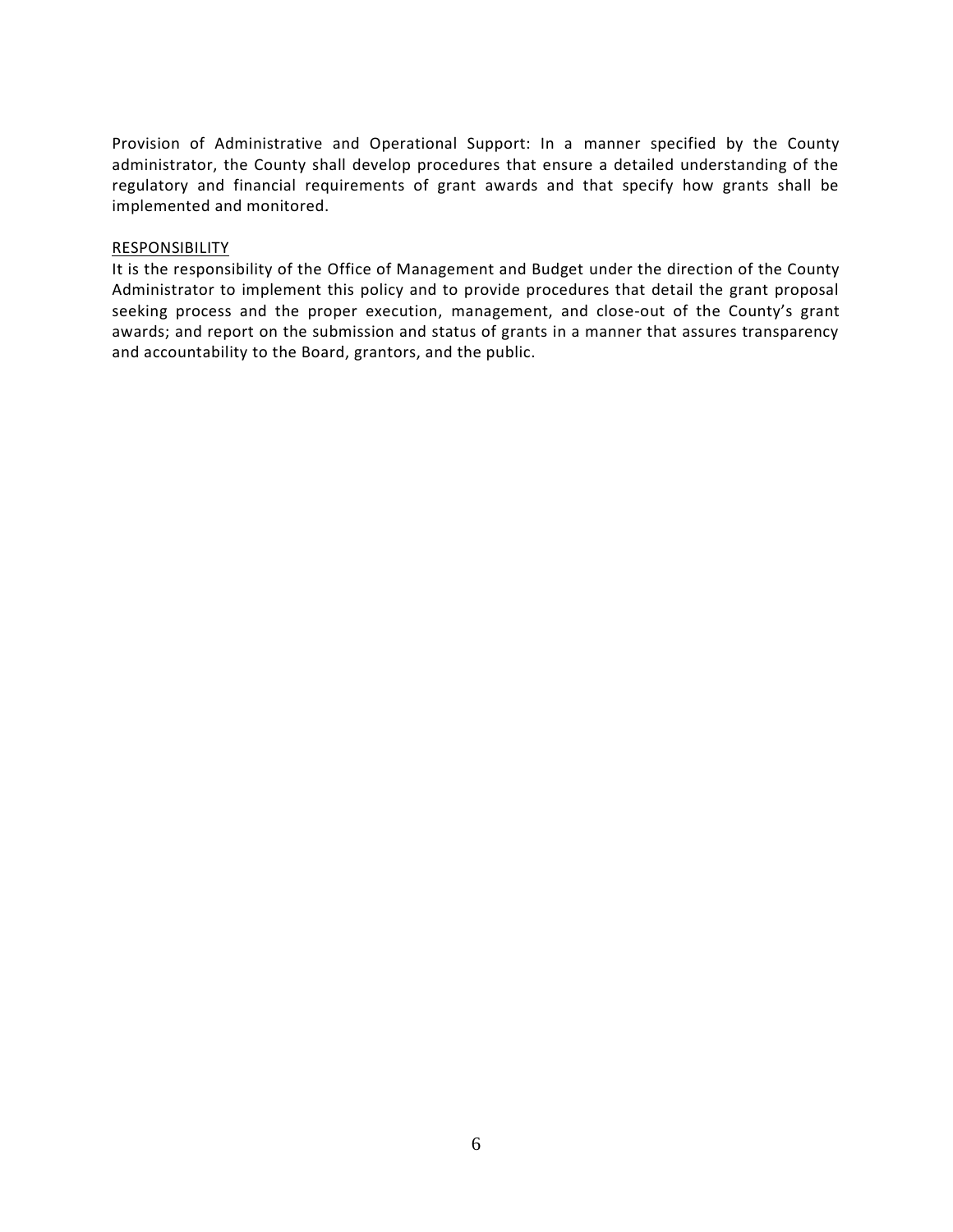Provision of Administrative and Operational Support: In a manner specified by the County administrator, the County shall develop procedures that ensure a detailed understanding of the regulatory and financial requirements of grant awards and that specify how grants shall be implemented and monitored.

<u>RESPONSIBILITY</u>

It is the responsibility of the Office of Management and Budget under the direction of the County Administrator to implement this policy and to provide procedures that detail the grant proposal seeking process and the proper execution, management, and close-out of the County's grant awards; and report on the submission and status of grants in a manner that assures transparency and accountability to the Board, grantors, and the public.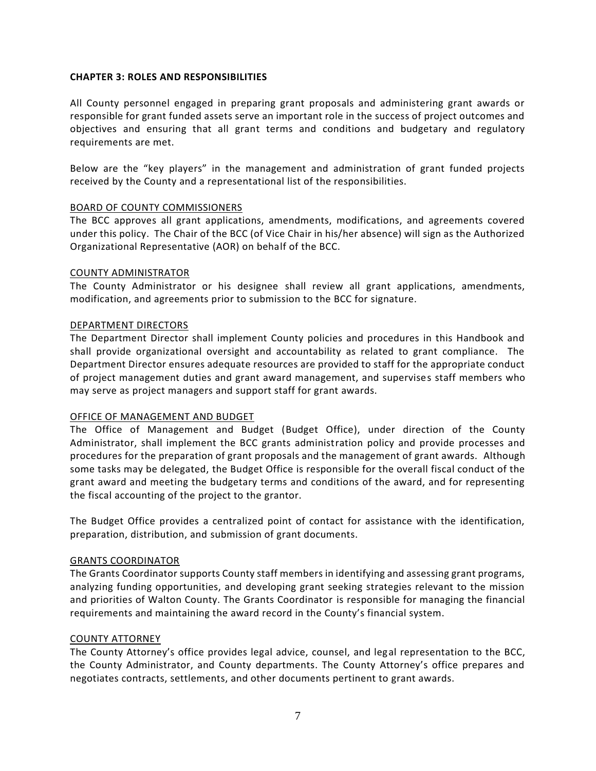## CHAPTER 3: ROLES AND RESPONSIBILITIES

All County personnel engaged in preparing grant proposals and administering grant awards or responsible for grant funded assets serve an important role in the success of project outcomes and objectives and ensuring that all grant terms and conditions and budgetary and regulatory requirements are met.

Below are the "key players" in the management and administration of grant funded projects received by the County and a representational list of the responsibilities.

### BOARD OF COUNTY COMMISSIONERS

The BCC approves all grant applications, amendments, modifications, and agreements covered under this policy. The Chair of the BCC (of Vice Chair in his/her absence) will sign as the Authorized Organizational Representative (AOR) on behalf of the BCC.

### COUNTY ADMINISTRATOR

The County Administrator or his designee shall review all grant applications, amendments, modification, and agreements prior to submission to the BCC for signature.

### DEPARTMENT DIRECTORS

The Department Director shall implement County policies and procedures in this Handbook and shall provide organizational oversight and accountability as related to grant compliance. The Department Director ensures adequate resources are provided to staff for the appropriate conduct of project management duties and grant award management, and supervises staff members who may serve as project managers and support staff for grant awards.

### OFFICE OF MANAGEMENT AND BUDGET

The Office of Management and Budget (Budget Office), under direction of the County Administrator, shall implement the BCC grants administration policy and provide processes and procedures for the preparation of grant proposals and the management of grant awards. Although some tasks may be delegated, the Budget Office is responsible for the overall fiscal conduct of the grant award and meeting the budgetary terms and conditions of the award, and for representing the fiscal accounting of the project to the grantor.

The Budget Office provides a centralized point of contact for assistance with the identification, preparation, distribution, and submission of grant documents.

### GRANTS COORDINATOR

The Grants Coordinator supports County staff members in identifying and assessing grant programs, analyzing funding opportunities, and developing grant seeking strategies relevant to the mission and priorities of Walton County. The Grants Coordinator is responsible for managing the financial requirements and maintaining the award record in the County's financial system.

### COUNTY ATTORNEY

The County Attorney's office provides legal advice, counsel, and legal representation to the BCC, the County Administrator, and County departments. The County Attorney's office prepares and negotiates contracts, settlements, and other documents pertinent to grant awards.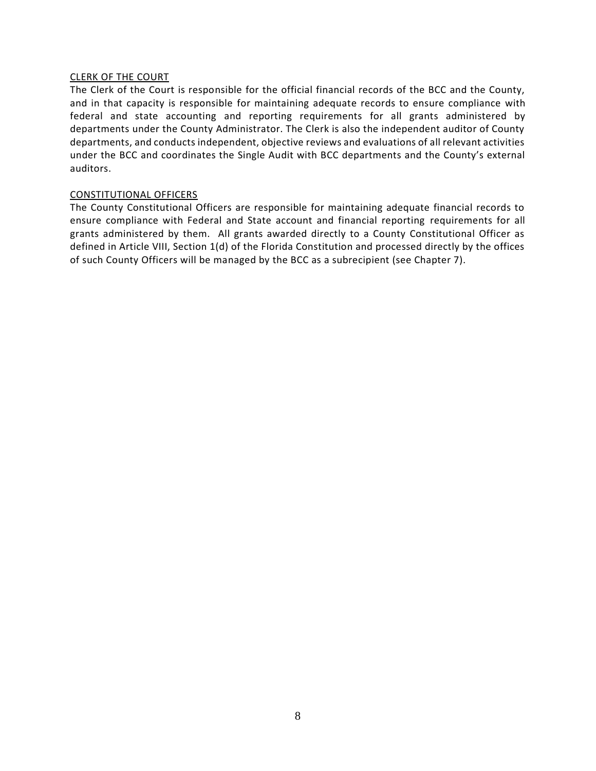<u>CLERK OF THE COURT</u>

The Clerk of the Court is responsible for the official financial records of the BCC and the County, and in that capacity is responsible for maintaining adequate records to ensure compliance with federal and state accounting and reporting requirements for all grants administered by departments under the County Administrator. The Clerk is also the independent auditor of County departments, and conducts independent, objective reviews and evaluations of all relevant activities under the BCC and coordinates the Single Audit with BCC departments and the County's external auditors.

<u>CONSTITUTIONAL OFFICERS</u>

The County Constitutional Officers are responsible for maintaining adequate financial records to ensure compliance with Federal and State account and financial reporting requirements for all grants administered by them. All grants awarded directly to a County Constitutional Officer as defined in Article VIII, Section 1(d) of the Florida Constitution and processed directly by the offices of such County Officers will be managed by the BCC as a subrecipient (see Chapter 7).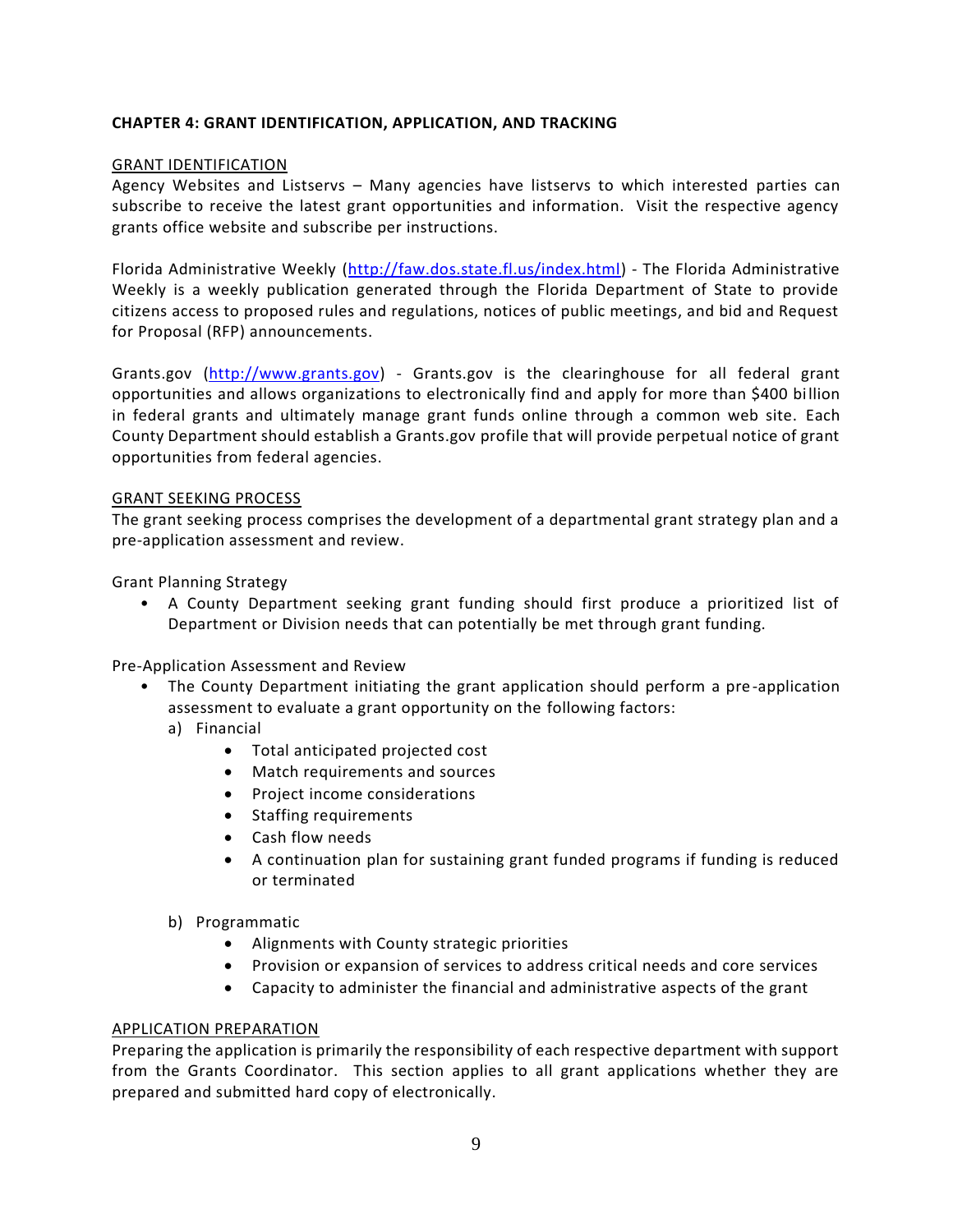## CHAPTER 4: GRANT IDENTIFICATION, APPLICATION, AND TRACKING

### GRANT IDENTIFICATION

Agency Websites and Listservs – Many agencies have listservs to which interested parties can subscribe to receive the latest grant opportunities and information. Visit the respective agency grants office website and subscribe per instructions.

Florida Administrative Weekly (http://faw.dos.state.fl.us/index.html) - The Florida Administrative Weekly is a weekly publication generated through the Florida Department of State to provide citizens access to proposed rules and regulations, notices of public meetings, and bid and Request for Proposal (RFP) announcements.

Grants.gov (http://www.grants.gov) - Grants.gov is the clearinghouse for all federal grant opportunities and allows organizations to electronically find and apply for more than $400 billion in federal grants and ultimately manage grant funds online through a common web site. Each County Department should establish a Grants.gov profile that will provide perpetual notice of grant opportunities from federal agencies.

### GRANT SEEKING PROCESS

The grant seeking process comprises the development of a departmental grant strategy plan and a pre-application assessment and review.

Grant Planning Strategy

- A County Department seeking grant funding should first produce a prioritized list of Department or Division needs that can potentially be met through grant funding.

Pre-Application Assessment and Review

- The County Department initiating the grant application should perform a pre-application assessment to evaluate a grant opportunity on the following factors:
  a) Financial
     - Total anticipated projected cost
     - Match requirements and sources
     - Project income considerations
     - Staffing requirements
     - Cash flow needs
     - A continuation plan for sustaining grant funded programs if funding is reduced or terminated

  b) Programmatic
     - Alignments with County strategic priorities
     - Provision or expansion of services to address critical needs and core services
     - Capacity to administer the financial and administrative aspects of the grant

### APPLICATION PREPARATION

Preparing the application is primarily the responsibility of each respective department with support from the Grants Coordinator. This section applies to all grant applications whether they are prepared and submitted hard copy of electronically.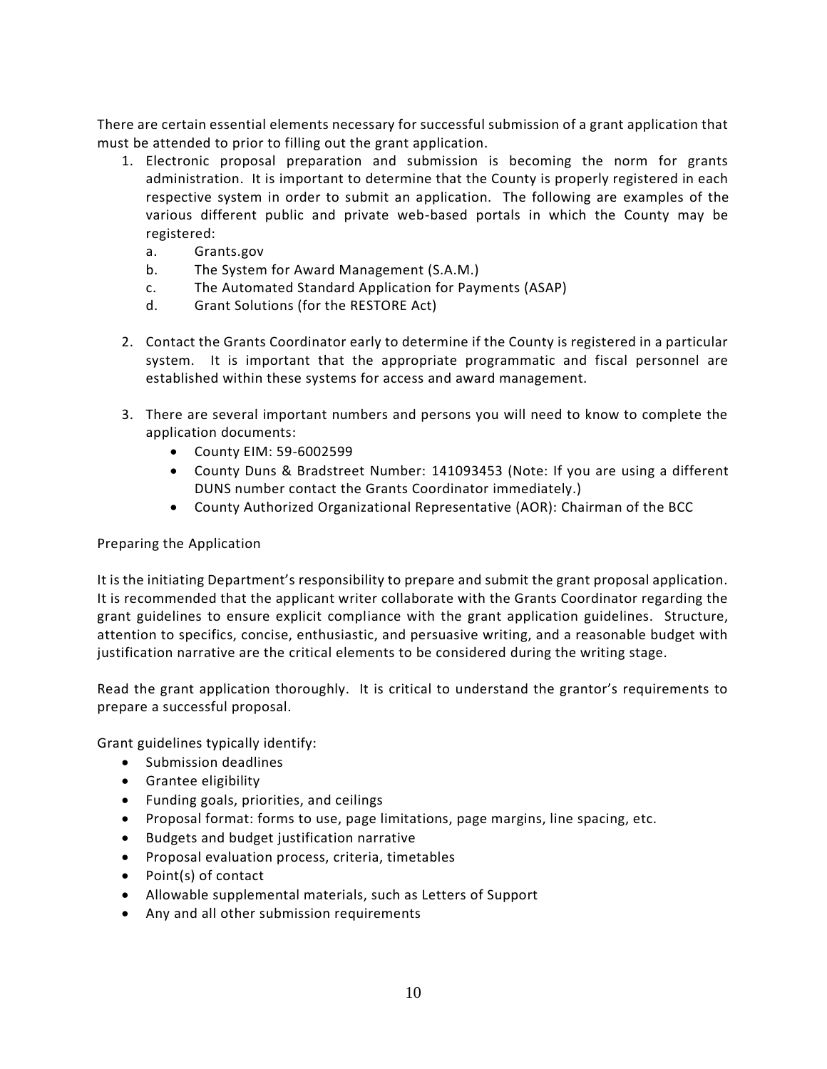There are certain essential elements necessary for successful submission of a grant application that must be attended to prior to filling out the grant application.

1. Electronic proposal preparation and submission is becoming the norm for grants administration. It is important to determine that the County is properly registered in each respective system in order to submit an application. The following are examples of the various different public and private web-based portals in which the County may be registered:
   a. Grants.gov
   b. The System for Award Management (S.A.M.)
   c. The Automated Standard Application for Payments (ASAP)
   d. Grant Solutions (for the RESTORE Act)

2. Contact the Grants Coordinator early to determine if the County is registered in a particular system. It is important that the appropriate programmatic and fiscal personnel are established within these systems for access and award management.

3. There are several important numbers and persons you will need to know to complete the application documents:
   - County EIM: 59-6002599
   - County Duns & Bradstreet Number: 141093453 (Note: If you are using a different DUNS number contact the Grants Coordinator immediately.)
   - County Authorized Organizational Representative (AOR): Chairman of the BCC

Preparing the Application

It is the initiating Department's responsibility to prepare and submit the grant proposal application. It is recommended that the applicant writer collaborate with the Grants Coordinator regarding the grant guidelines to ensure explicit compliance with the grant application guidelines. Structure, attention to specifics, concise, enthusiastic, and persuasive writing, and a reasonable budget with justification narrative are the critical elements to be considered during the writing stage.

Read the grant application thoroughly. It is critical to understand the grantor's requirements to prepare a successful proposal.

Grant guidelines typically identify:

- Submission deadlines
- Grantee eligibility
- Funding goals, priorities, and ceilings
- Proposal format: forms to use, page limitations, page margins, line spacing, etc.
- Budgets and budget justification narrative
- Proposal evaluation process, criteria, timetables
- Point(s) of contact
- Allowable supplemental materials, such as Letters of Support
- Any and all other submission requirements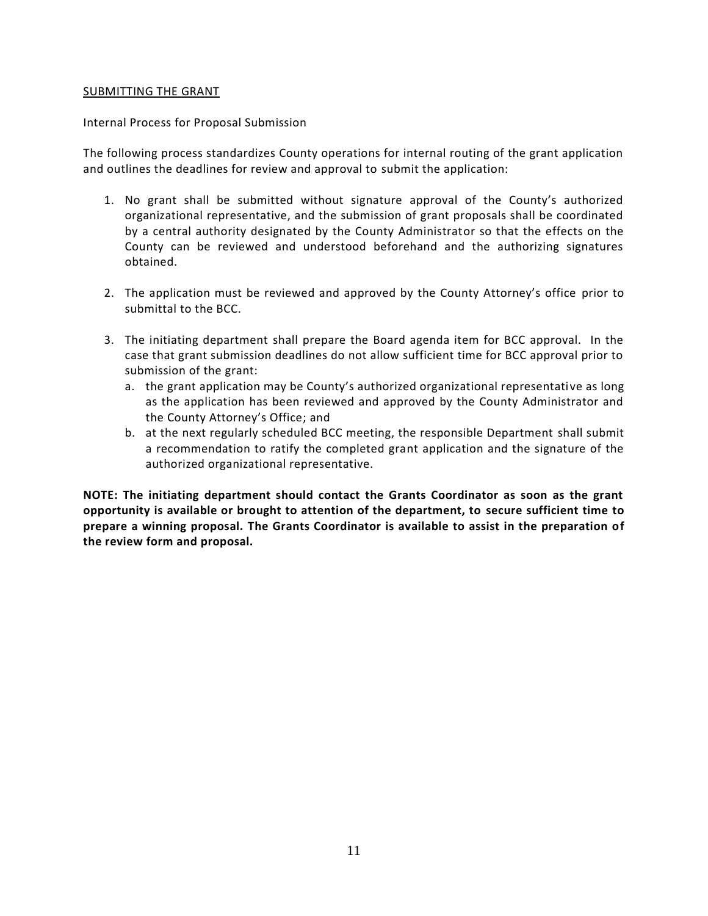SUBMITTING THE GRANT

Internal Process for Proposal Submission

The following process standardizes County operations for internal routing of the grant application and outlines the deadlines for review and approval to submit the application:

1. No grant shall be submitted without signature approval of the County's authorized organizational representative, and the submission of grant proposals shall be coordinated by a central authority designated by the County Administrator so that the effects on the County can be reviewed and understood beforehand and the authorizing signatures obtained.

2. The application must be reviewed and approved by the County Attorney's office prior to submittal to the BCC.

3. The initiating department shall prepare the Board agenda item for BCC approval. In the case that grant submission deadlines do not allow sufficient time for BCC approval prior to submission of the grant:
   a. the grant application may be County's authorized organizational representative as long as the application has been reviewed and approved by the County Administrator and the County Attorney's Office; and
   b. at the next regularly scheduled BCC meeting, the responsible Department shall submit a recommendation to ratify the completed grant application and the signature of the authorized organizational representative.

**NOTE: The initiating department should contact the Grants Coordinator as soon as the grant opportunity is available or brought to attention of the department, to secure sufficient time to prepare a winning proposal. The Grants Coordinator is available to assist in the preparation of the review form and proposal.**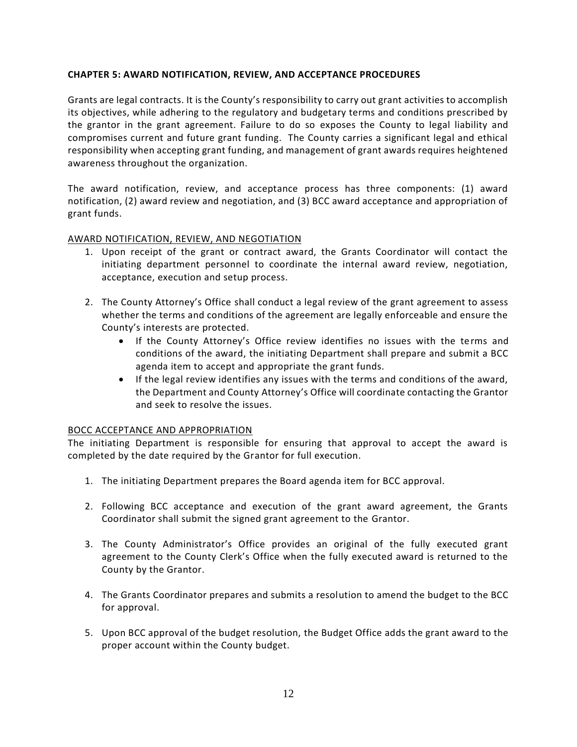## CHAPTER 5: AWARD NOTIFICATION, REVIEW, AND ACCEPTANCE PROCEDURES

Grants are legal contracts. It is the County's responsibility to carry out grant activities to accomplish its objectives, while adhering to the regulatory and budgetary terms and conditions prescribed by the grantor in the grant agreement. Failure to do so exposes the County to legal liability and compromises current and future grant funding. The County carries a significant legal and ethical responsibility when accepting grant funding, and management of grant awards requires heightened awareness throughout the organization.

The award notification, review, and acceptance process has three components: (1) award notification, (2) award review and negotiation, and (3) BCC award acceptance and appropriation of grant funds.

### AWARD NOTIFICATION, REVIEW, AND NEGOTIATION

1. Upon receipt of the grant or contract award, the Grants Coordinator will contact the initiating department personnel to coordinate the internal award review, negotiation, acceptance, execution and setup process.

2. The County Attorney's Office shall conduct a legal review of the grant agreement to assess whether the terms and conditions of the agreement are legally enforceable and ensure the County's interests are protected.
   - If the County Attorney's Office review identifies no issues with the terms and conditions of the award, the initiating Department shall prepare and submit a BCC agenda item to accept and appropriate the grant funds.
   - If the legal review identifies any issues with the terms and conditions of the award, the Department and County Attorney's Office will coordinate contacting the Grantor and seek to resolve the issues.

### BOCC ACCEPTANCE AND APPROPRIATION

The initiating Department is responsible for ensuring that approval to accept the award is completed by the date required by the Grantor for full execution.

1. The initiating Department prepares the Board agenda item for BCC approval.

2. Following BCC acceptance and execution of the grant award agreement, the Grants Coordinator shall submit the signed grant agreement to the Grantor.

3. The County Administrator's Office provides an original of the fully executed grant agreement to the County Clerk's Office when the fully executed award is returned to the County by the Grantor.

4. The Grants Coordinator prepares and submits a resolution to amend the budget to the BCC for approval.

5. Upon BCC approval of the budget resolution, the Budget Office adds the grant award to the proper account within the County budget.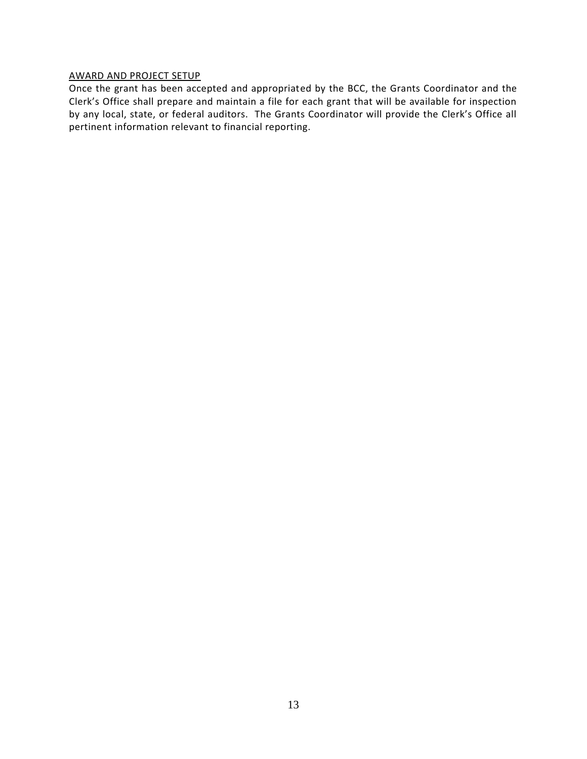AWARD AND PROJECT SETUP

Once the grant has been accepted and appropriated by the BCC, the Grants Coordinator and the Clerk's Office shall prepare and maintain a file for each grant that will be available for inspection by any local, state, or federal auditors. The Grants Coordinator will provide the Clerk's Office all pertinent information relevant to financial reporting.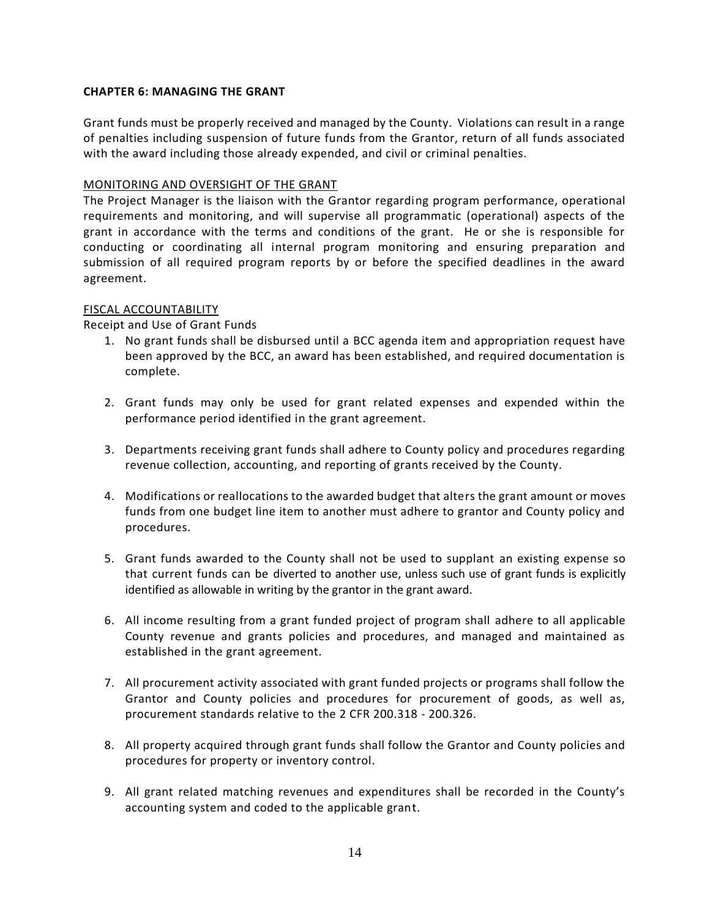## CHAPTER 6: MANAGING THE GRANT

Grant funds must be properly received and managed by the County. Violations can result in a range of penalties including suspension of future funds from the Grantor, return of all funds associated with the award including those already expended, and civil or criminal penalties.

### MONITORING AND OVERSIGHT OF THE GRANT

The Project Manager is the liaison with the Grantor regarding program performance, operational requirements and monitoring, and will supervise all programmatic (operational) aspects of the grant in accordance with the terms and conditions of the grant. He or she is responsible for conducting or coordinating all internal program monitoring and ensuring preparation and submission of all required program reports by or before the specified deadlines in the award agreement.

### FISCAL ACCOUNTABILITY

Receipt and Use of Grant Funds

1. No grant funds shall be disbursed until a BCC agenda item and appropriation request have been approved by the BCC, an award has been established, and required documentation is complete.

2. Grant funds may only be used for grant related expenses and expended within the performance period identified in the grant agreement.

3. Departments receiving grant funds shall adhere to County policy and procedures regarding revenue collection, accounting, and reporting of grants received by the County.

4. Modifications or reallocations to the awarded budget that alters the grant amount or moves funds from one budget line item to another must adhere to grantor and County policy and procedures.

5. Grant funds awarded to the County shall not be used to supplant an existing expense so that current funds can be diverted to another use, unless such use of grant funds is explicitly identified as allowable in writing by the grantor in the grant award.

6. All income resulting from a grant funded project of program shall adhere to all applicable County revenue and grants policies and procedures, and managed and maintained as established in the grant agreement.

7. All procurement activity associated with grant funded projects or programs shall follow the Grantor and County policies and procedures for procurement of goods, as well as, procurement standards relative to the 2 CFR 200.318 - 200.326.

8. All property acquired through grant funds shall follow the Grantor and County policies and procedures for property or inventory control.

9. All grant related matching revenues and expenditures shall be recorded in the County's accounting system and coded to the applicable grant.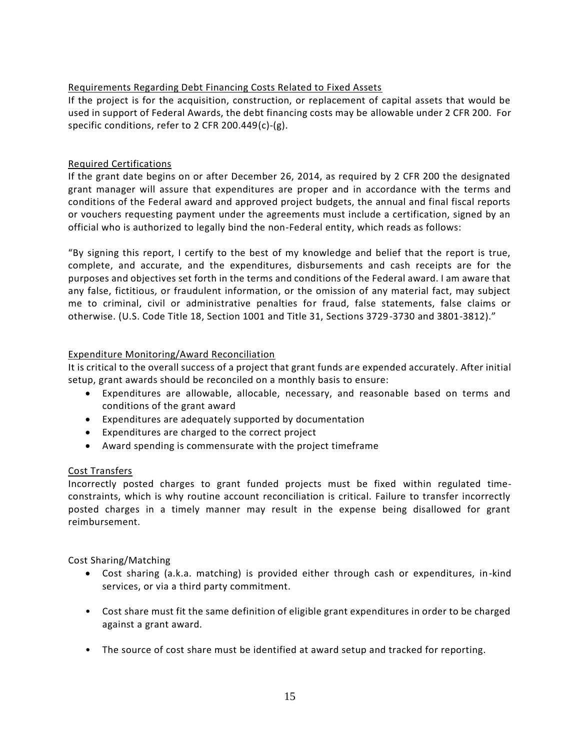### Requirements Regarding Debt Financing Costs Related to Fixed Assets

If the project is for the acquisition, construction, or replacement of capital assets that would be used in support of Federal Awards, the debt financing costs may be allowable under 2 CFR 200. For specific conditions, refer to 2 CFR 200.449(c)-(g).

### Required Certifications

If the grant date begins on or after December 26, 2014, as required by 2 CFR 200 the designated grant manager will assure that expenditures are proper and in accordance with the terms and conditions of the Federal award and approved project budgets, the annual and final fiscal reports or vouchers requesting payment under the agreements must include a certification, signed by an official who is authorized to legally bind the non-Federal entity, which reads as follows:

"By signing this report, I certify to the best of my knowledge and belief that the report is true, complete, and accurate, and the expenditures, disbursements and cash receipts are for the purposes and objectives set forth in the terms and conditions of the Federal award. I am aware that any false, fictitious, or fraudulent information, or the omission of any material fact, may subject me to criminal, civil or administrative penalties for fraud, false statements, false claims or otherwise. (U.S. Code Title 18, Section 1001 and Title 31, Sections 3729-3730 and 3801-3812)."

### Expenditure Monitoring/Award Reconciliation

It is critical to the overall success of a project that grant funds are expended accurately. After initial setup, grant awards should be reconciled on a monthly basis to ensure:

- Expenditures are allowable, allocable, necessary, and reasonable based on terms and conditions of the grant award
- Expenditures are adequately supported by documentation
- Expenditures are charged to the correct project
- Award spending is commensurate with the project timeframe

### Cost Transfers

Incorrectly posted charges to grant funded projects must be fixed within regulated time-constraints, which is why routine account reconciliation is critical. Failure to transfer incorrectly posted charges in a timely manner may result in the expense being disallowed for grant reimbursement.

Cost Sharing/Matching

- Cost sharing (a.k.a. matching) is provided either through cash or expenditures, in-kind services, or via a third party commitment.
- Cost share must fit the same definition of eligible grant expenditures in order to be charged against a grant award.
- The source of cost share must be identified at award setup and tracked for reporting.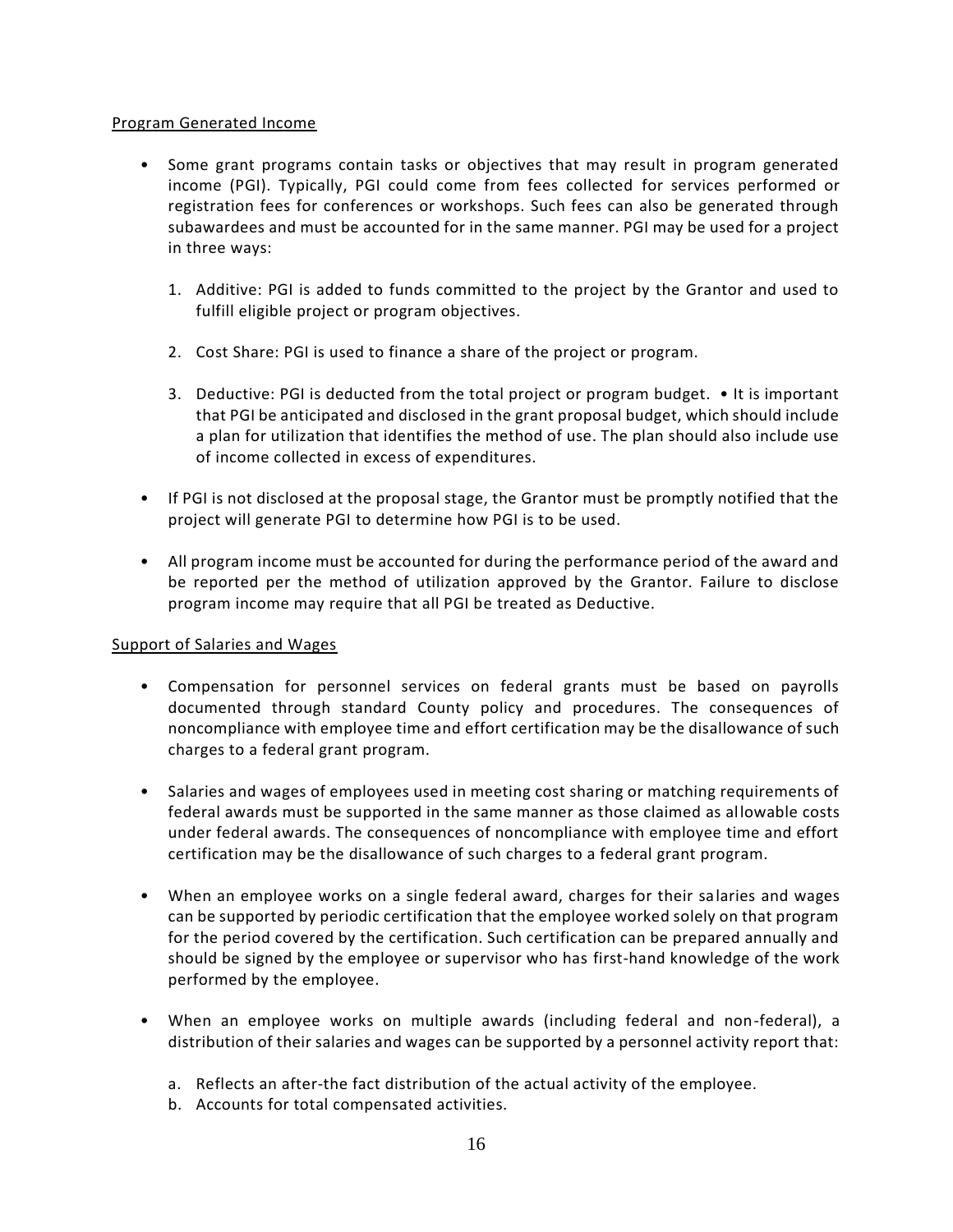Program Generated Income

- Some grant programs contain tasks or objectives that may result in program generated income (PGI). Typically, PGI could come from fees collected for services performed or registration fees for conferences or workshops. Such fees can also be generated through subawardees and must be accounted for in the same manner. PGI may be used for a project in three ways:

  1. Additive: PGI is added to funds committed to the project by the Grantor and used to fulfill eligible project or program objectives.

  2. Cost Share: PGI is used to finance a share of the project or program.

  3. Deductive: PGI is deducted from the total project or program budget. • It is important that PGI be anticipated and disclosed in the grant proposal budget, which should include a plan for utilization that identifies the method of use. The plan should also include use of income collected in excess of expenditures.

- If PGI is not disclosed at the proposal stage, the Grantor must be promptly notified that the project will generate PGI to determine how PGI is to be used.

- All program income must be accounted for during the performance period of the award and be reported per the method of utilization approved by the Grantor. Failure to disclose program income may require that all PGI be treated as Deductive.

Support of Salaries and Wages

- Compensation for personnel services on federal grants must be based on payrolls documented through standard County policy and procedures. The consequences of noncompliance with employee time and effort certification may be the disallowance of such charges to a federal grant program.

- Salaries and wages of employees used in meeting cost sharing or matching requirements of federal awards must be supported in the same manner as those claimed as allowable costs under federal awards. The consequences of noncompliance with employee time and effort certification may be the disallowance of such charges to a federal grant program.

- When an employee works on a single federal award, charges for their salaries and wages can be supported by periodic certification that the employee worked solely on that program for the period covered by the certification. Such certification can be prepared annually and should be signed by the employee or supervisor who has first-hand knowledge of the work performed by the employee.

- When an employee works on multiple awards (including federal and non-federal), a distribution of their salaries and wages can be supported by a personnel activity report that:

  a. Reflects an after-the fact distribution of the actual activity of the employee.
  b. Accounts for total compensated activities.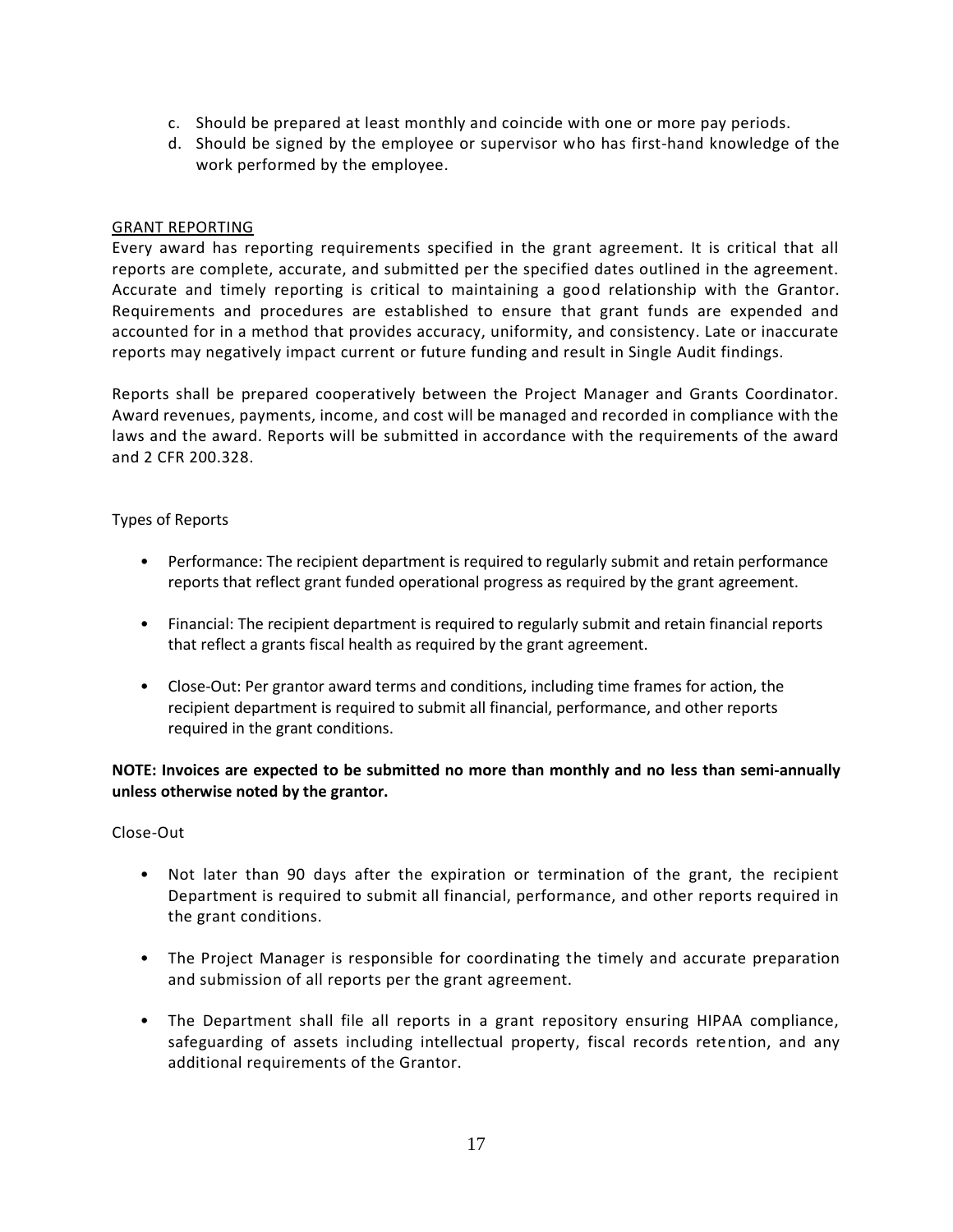c. Should be prepared at least monthly and coincide with one or more pay periods.
d. Should be signed by the employee or supervisor who has first-hand knowledge of the work performed by the employee.

## GRANT REPORTING

Every award has reporting requirements specified in the grant agreement. It is critical that all reports are complete, accurate, and submitted per the specified dates outlined in the agreement. Accurate and timely reporting is critical to maintaining a good relationship with the Grantor. Requirements and procedures are established to ensure that grant funds are expended and accounted for in a method that provides accuracy, uniformity, and consistency. Late or inaccurate reports may negatively impact current or future funding and result in Single Audit findings.

Reports shall be prepared cooperatively between the Project Manager and Grants Coordinator. Award revenues, payments, income, and cost will be managed and recorded in compliance with the laws and the award. Reports will be submitted in accordance with the requirements of the award and 2 CFR 200.328.

### Types of Reports

- Performance: The recipient department is required to regularly submit and retain performance reports that reflect grant funded operational progress as required by the grant agreement.
- Financial: The recipient department is required to regularly submit and retain financial reports that reflect a grants fiscal health as required by the grant agreement.
- Close-Out: Per grantor award terms and conditions, including time frames for action, the recipient department is required to submit all financial, performance, and other reports required in the grant conditions.

**NOTE: Invoices are expected to be submitted no more than monthly and no less than semi-annually unless otherwise noted by the grantor.**

### Close-Out

- Not later than 90 days after the expiration or termination of the grant, the recipient Department is required to submit all financial, performance, and other reports required in the grant conditions.
- The Project Manager is responsible for coordinating the timely and accurate preparation and submission of all reports per the grant agreement.
- The Department shall file all reports in a grant repository ensuring HIPAA compliance, safeguarding of assets including intellectual property, fiscal records retention, and any additional requirements of the Grantor.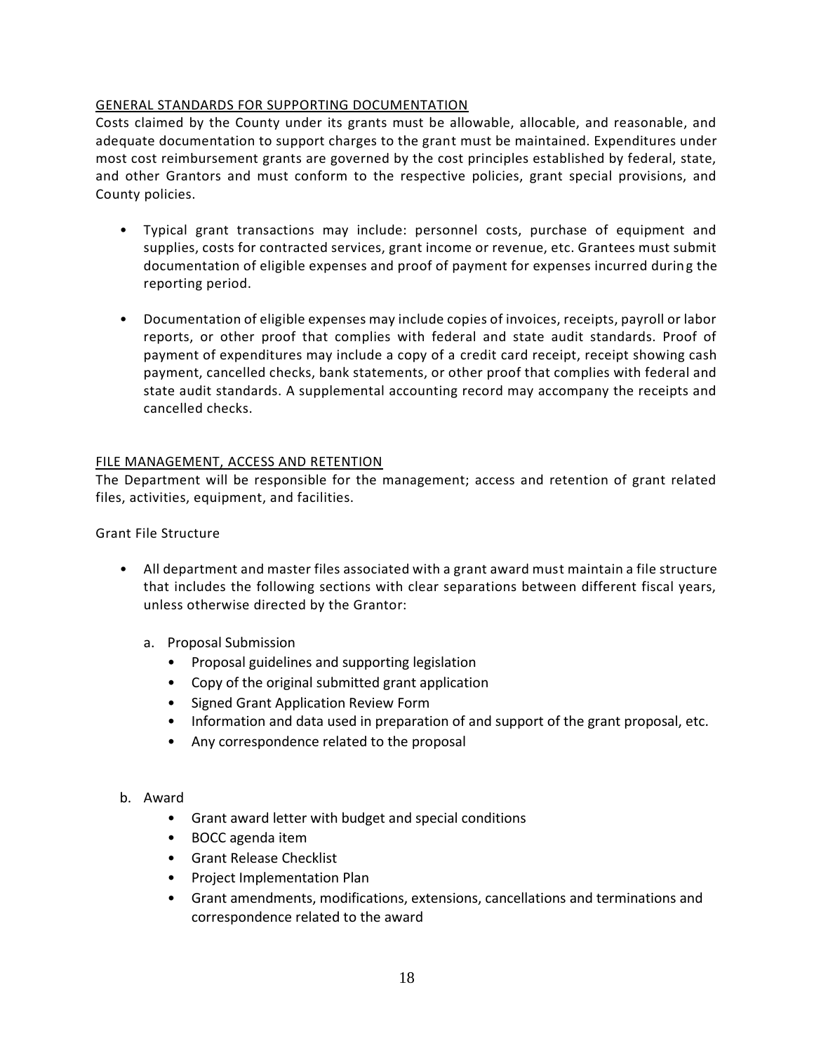GENERAL STANDARDS FOR SUPPORTING DOCUMENTATION

Costs claimed by the County under its grants must be allowable, allocable, and reasonable, and adequate documentation to support charges to the grant must be maintained. Expenditures under most cost reimbursement grants are governed by the cost principles established by federal, state, and other Grantors and must conform to the respective policies, grant special provisions, and County policies.

- Typical grant transactions may include: personnel costs, purchase of equipment and supplies, costs for contracted services, grant income or revenue, etc. Grantees must submit documentation of eligible expenses and proof of payment for expenses incurred during the reporting period.
- Documentation of eligible expenses may include copies of invoices, receipts, payroll or labor reports, or other proof that complies with federal and state audit standards. Proof of payment of expenditures may include a copy of a credit card receipt, receipt showing cash payment, cancelled checks, bank statements, or other proof that complies with federal and state audit standards. A supplemental accounting record may accompany the receipts and cancelled checks.

FILE MANAGEMENT, ACCESS AND RETENTION

The Department will be responsible for the management; access and retention of grant related files, activities, equipment, and facilities.

Grant File Structure

- All department and master files associated with a grant award must maintain a file structure that includes the following sections with clear separations between different fiscal years, unless otherwise directed by the Grantor:

  a. Proposal Submission
     - Proposal guidelines and supporting legislation
     - Copy of the original submitted grant application
     - Signed Grant Application Review Form
     - Information and data used in preparation of and support of the grant proposal, etc.
     - Any correspondence related to the proposal

  b. Award
     - Grant award letter with budget and special conditions
     - BOCC agenda item
     - Grant Release Checklist
     - Project Implementation Plan
     - Grant amendments, modifications, extensions, cancellations and terminations and correspondence related to the award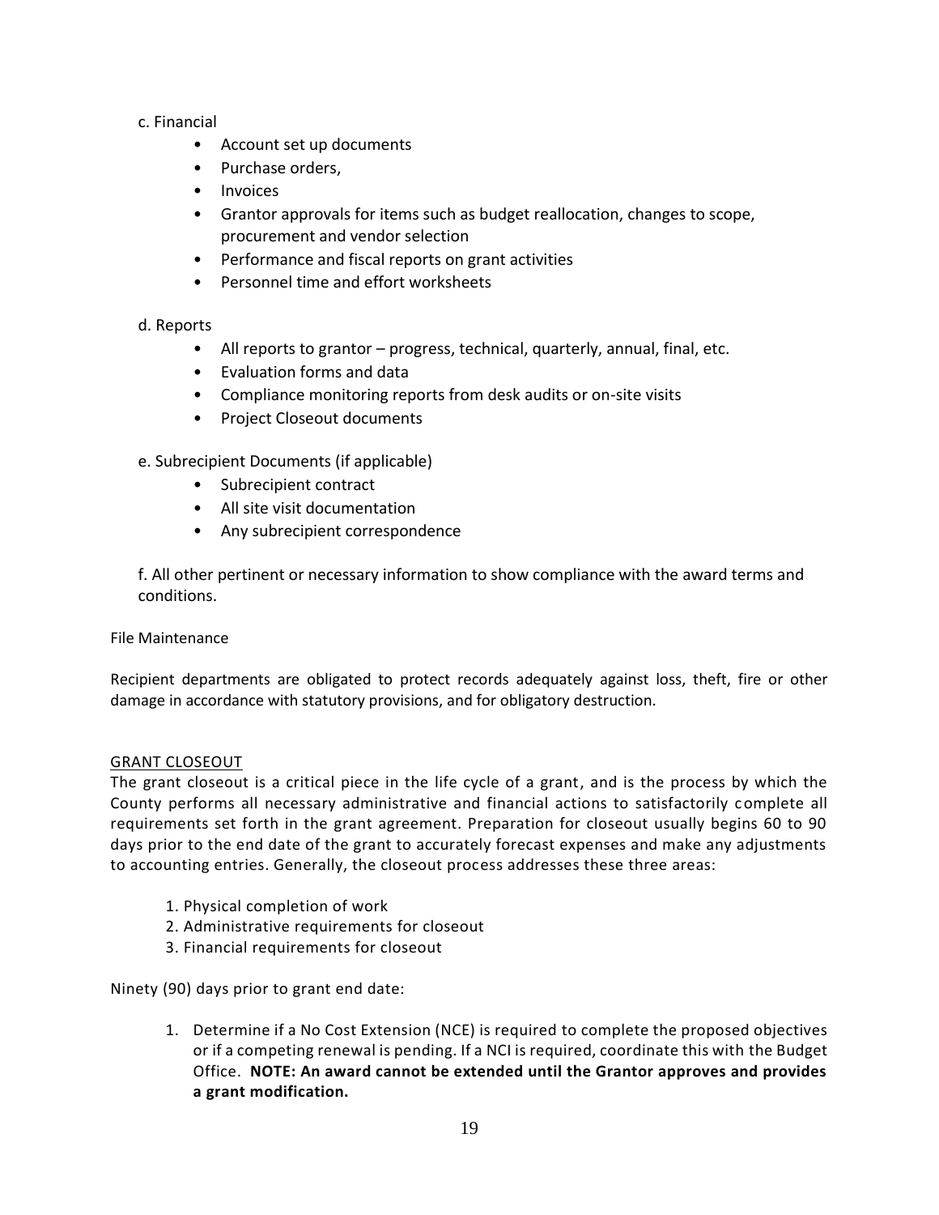c. Financial

- Account set up documents
- Purchase orders,
- Invoices
- Grantor approvals for items such as budget reallocation, changes to scope, procurement and vendor selection
- Performance and fiscal reports on grant activities
- Personnel time and effort worksheets

d. Reports

- All reports to grantor – progress, technical, quarterly, annual, final, etc.
- Evaluation forms and data
- Compliance monitoring reports from desk audits or on-site visits
- Project Closeout documents

e. Subrecipient Documents (if applicable)

- Subrecipient contract
- All site visit documentation
- Any subrecipient correspondence

f. All other pertinent or necessary information to show compliance with the award terms and conditions.

File Maintenance

Recipient departments are obligated to protect records adequately against loss, theft, fire or other damage in accordance with statutory provisions, and for obligatory destruction.

## GRANT CLOSEOUT

The grant closeout is a critical piece in the life cycle of a grant, and is the process by which the County performs all necessary administrative and financial actions to satisfactorily complete all requirements set forth in the grant agreement. Preparation for closeout usually begins 60 to 90 days prior to the end date of the grant to accurately forecast expenses and make any adjustments to accounting entries. Generally, the closeout process addresses these three areas:

1. Physical completion of work
2. Administrative requirements for closeout
3. Financial requirements for closeout

Ninety (90) days prior to grant end date:

1. Determine if a No Cost Extension (NCE) is required to complete the proposed objectives or if a competing renewal is pending. If a NCI is required, coordinate this with the Budget Office. **NOTE: An award cannot be extended until the Grantor approves and provides a grant modification.**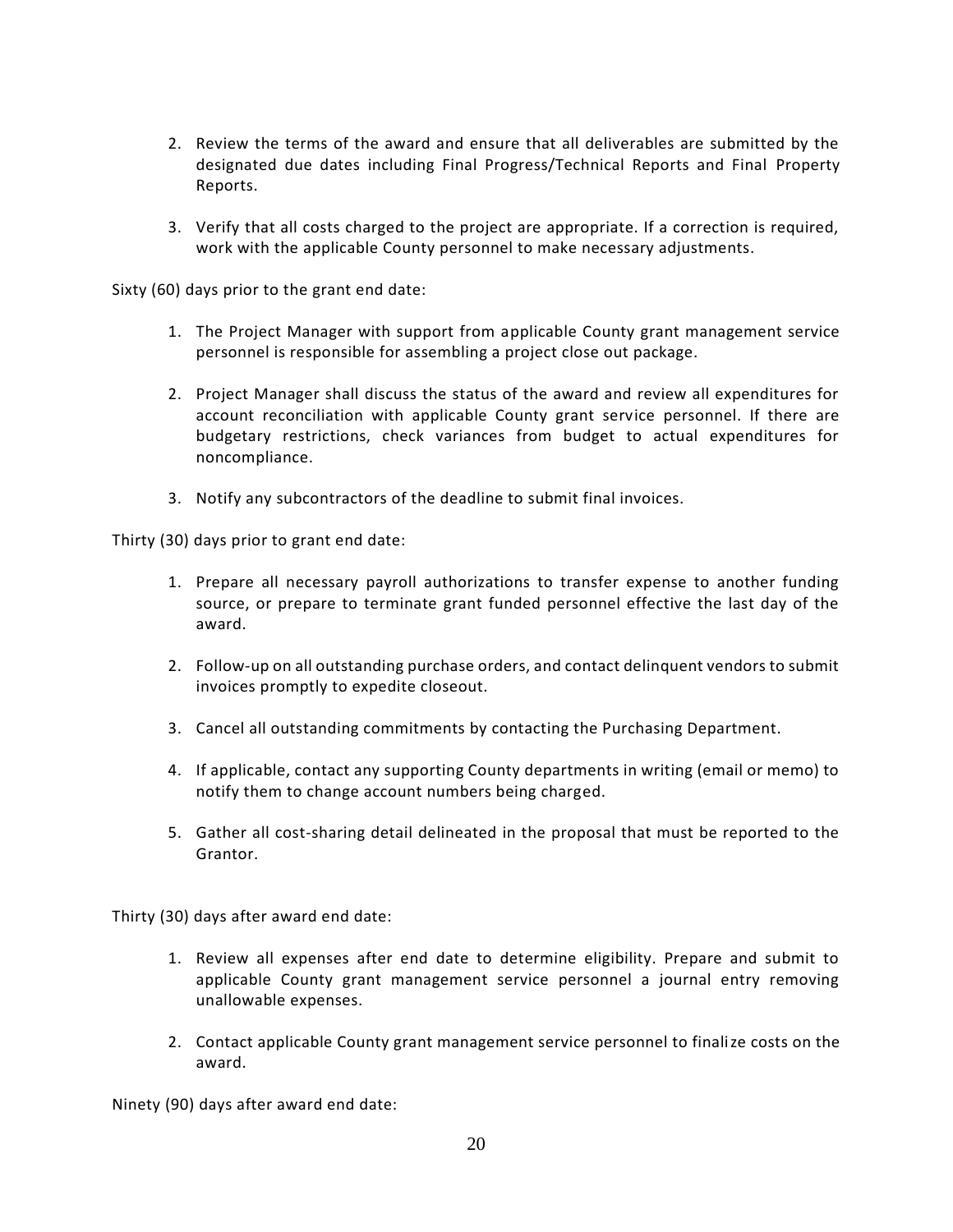2. Review the terms of the award and ensure that all deliverables are submitted by the designated due dates including Final Progress/Technical Reports and Final Property Reports.

3. Verify that all costs charged to the project are appropriate. If a correction is required, work with the applicable County personnel to make necessary adjustments.

Sixty (60) days prior to the grant end date:

1. The Project Manager with support from applicable County grant management service personnel is responsible for assembling a project close out package.

2. Project Manager shall discuss the status of the award and review all expenditures for account reconciliation with applicable County grant service personnel. If there are budgetary restrictions, check variances from budget to actual expenditures for noncompliance.

3. Notify any subcontractors of the deadline to submit final invoices.

Thirty (30) days prior to grant end date:

1. Prepare all necessary payroll authorizations to transfer expense to another funding source, or prepare to terminate grant funded personnel effective the last day of the award.

2. Follow-up on all outstanding purchase orders, and contact delinquent vendors to submit invoices promptly to expedite closeout.

3. Cancel all outstanding commitments by contacting the Purchasing Department.

4. If applicable, contact any supporting County departments in writing (email or memo) to notify them to change account numbers being charged.

5. Gather all cost-sharing detail delineated in the proposal that must be reported to the Grantor.

Thirty (30) days after award end date:

1. Review all expenses after end date to determine eligibility. Prepare and submit to applicable County grant management service personnel a journal entry removing unallowable expenses.

2. Contact applicable County grant management service personnel to finalize costs on the award.

Ninety (90) days after award end date: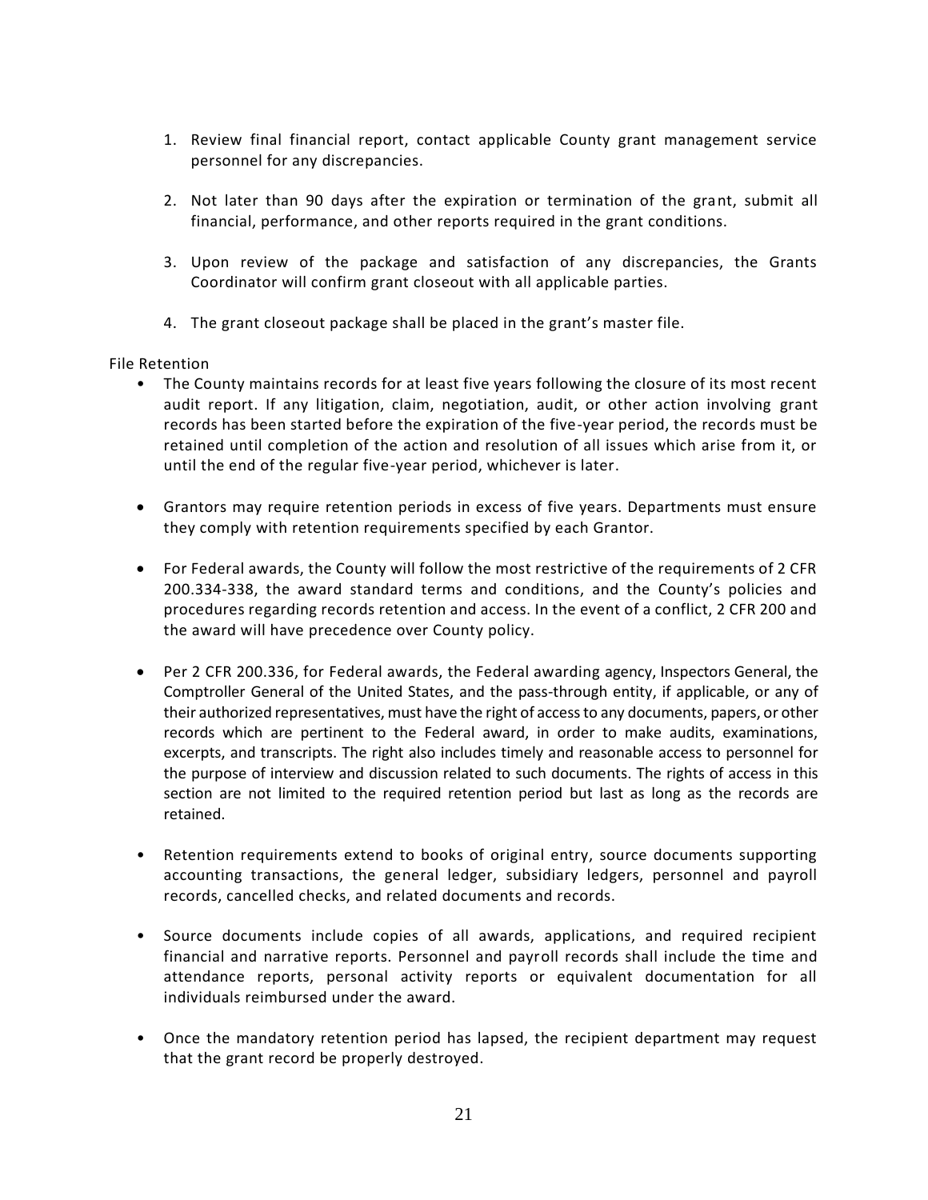1. Review final financial report, contact applicable County grant management service personnel for any discrepancies.

2. Not later than 90 days after the expiration or termination of the grant, submit all financial, performance, and other reports required in the grant conditions.

3. Upon review of the package and satisfaction of any discrepancies, the Grants Coordinator will confirm grant closeout with all applicable parties.

4. The grant closeout package shall be placed in the grant's master file.

File Retention

- The County maintains records for at least five years following the closure of its most recent audit report. If any litigation, claim, negotiation, audit, or other action involving grant records has been started before the expiration of the five-year period, the records must be retained until completion of the action and resolution of all issues which arise from it, or until the end of the regular five-year period, whichever is later.

- Grantors may require retention periods in excess of five years. Departments must ensure they comply with retention requirements specified by each Grantor.

- For Federal awards, the County will follow the most restrictive of the requirements of 2 CFR 200.334-338, the award standard terms and conditions, and the County's policies and procedures regarding records retention and access. In the event of a conflict, 2 CFR 200 and the award will have precedence over County policy.

- Per 2 CFR 200.336, for Federal awards, the Federal awarding agency, Inspectors General, the Comptroller General of the United States, and the pass-through entity, if applicable, or any of their authorized representatives, must have the right of access to any documents, papers, or other records which are pertinent to the Federal award, in order to make audits, examinations, excerpts, and transcripts. The right also includes timely and reasonable access to personnel for the purpose of interview and discussion related to such documents. The rights of access in this section are not limited to the required retention period but last as long as the records are retained.

- Retention requirements extend to books of original entry, source documents supporting accounting transactions, the general ledger, subsidiary ledgers, personnel and payroll records, cancelled checks, and related documents and records.

- Source documents include copies of all awards, applications, and required recipient financial and narrative reports. Personnel and payroll records shall include the time and attendance reports, personal activity reports or equivalent documentation for all individuals reimbursed under the award.

- Once the mandatory retention period has lapsed, the recipient department may request that the grant record be properly destroyed.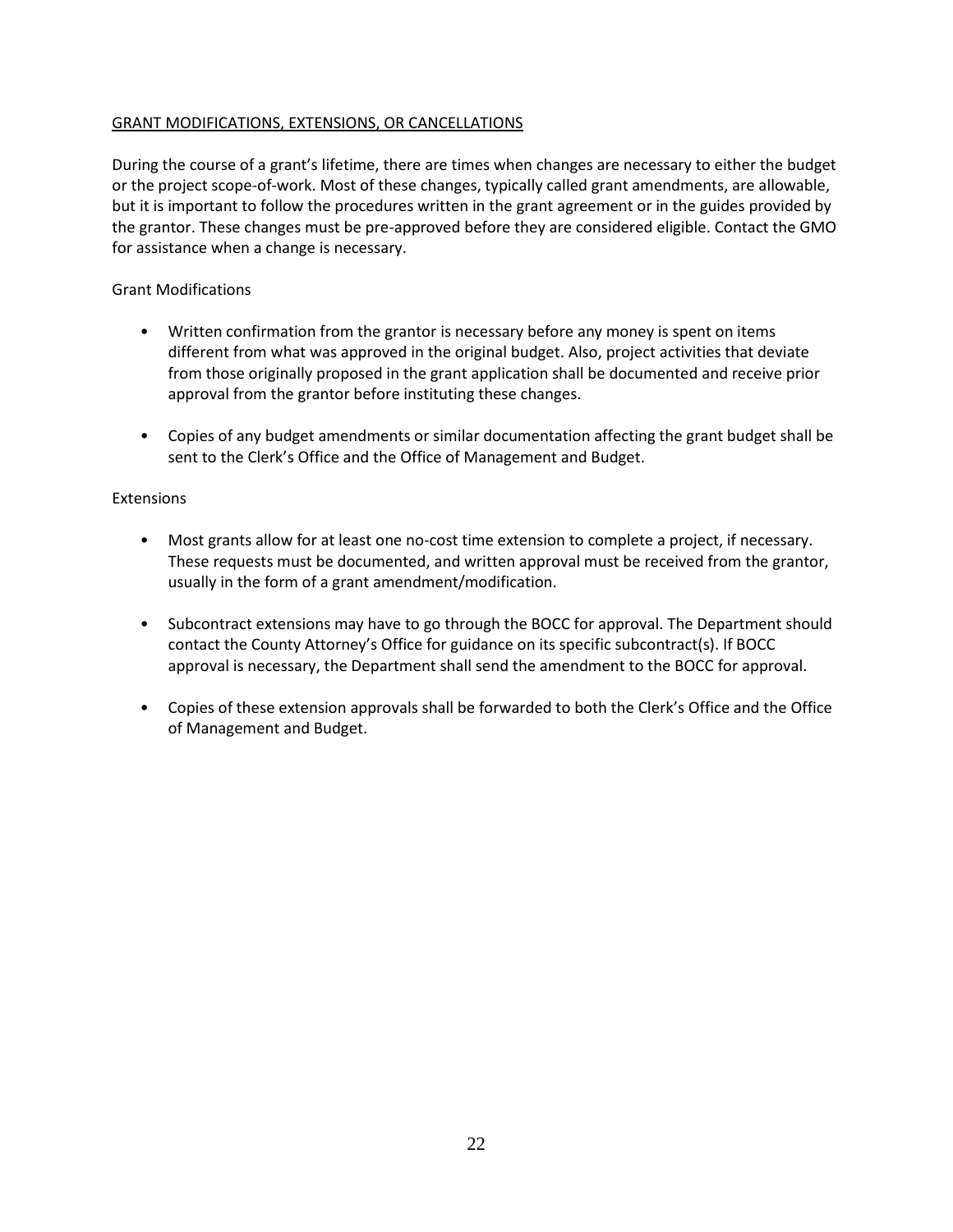## GRANT MODIFICATIONS, EXTENSIONS, OR CANCELLATIONS

During the course of a grant's lifetime, there are times when changes are necessary to either the budget or the project scope-of-work. Most of these changes, typically called grant amendments, are allowable, but it is important to follow the procedures written in the grant agreement or in the guides provided by the grantor. These changes must be pre-approved before they are considered eligible. Contact the GMO for assistance when a change is necessary.

### Grant Modifications

- Written confirmation from the grantor is necessary before any money is spent on items different from what was approved in the original budget. Also, project activities that deviate from those originally proposed in the grant application shall be documented and receive prior approval from the grantor before instituting these changes.
- Copies of any budget amendments or similar documentation affecting the grant budget shall be sent to the Clerk's Office and the Office of Management and Budget.

### Extensions

- Most grants allow for at least one no-cost time extension to complete a project, if necessary. These requests must be documented, and written approval must be received from the grantor, usually in the form of a grant amendment/modification.
- Subcontract extensions may have to go through the BOCC for approval. The Department should contact the County Attorney's Office for guidance on its specific subcontract(s). If BOCC approval is necessary, the Department shall send the amendment to the BOCC for approval.
- Copies of these extension approvals shall be forwarded to both the Clerk's Office and the Office of Management and Budget.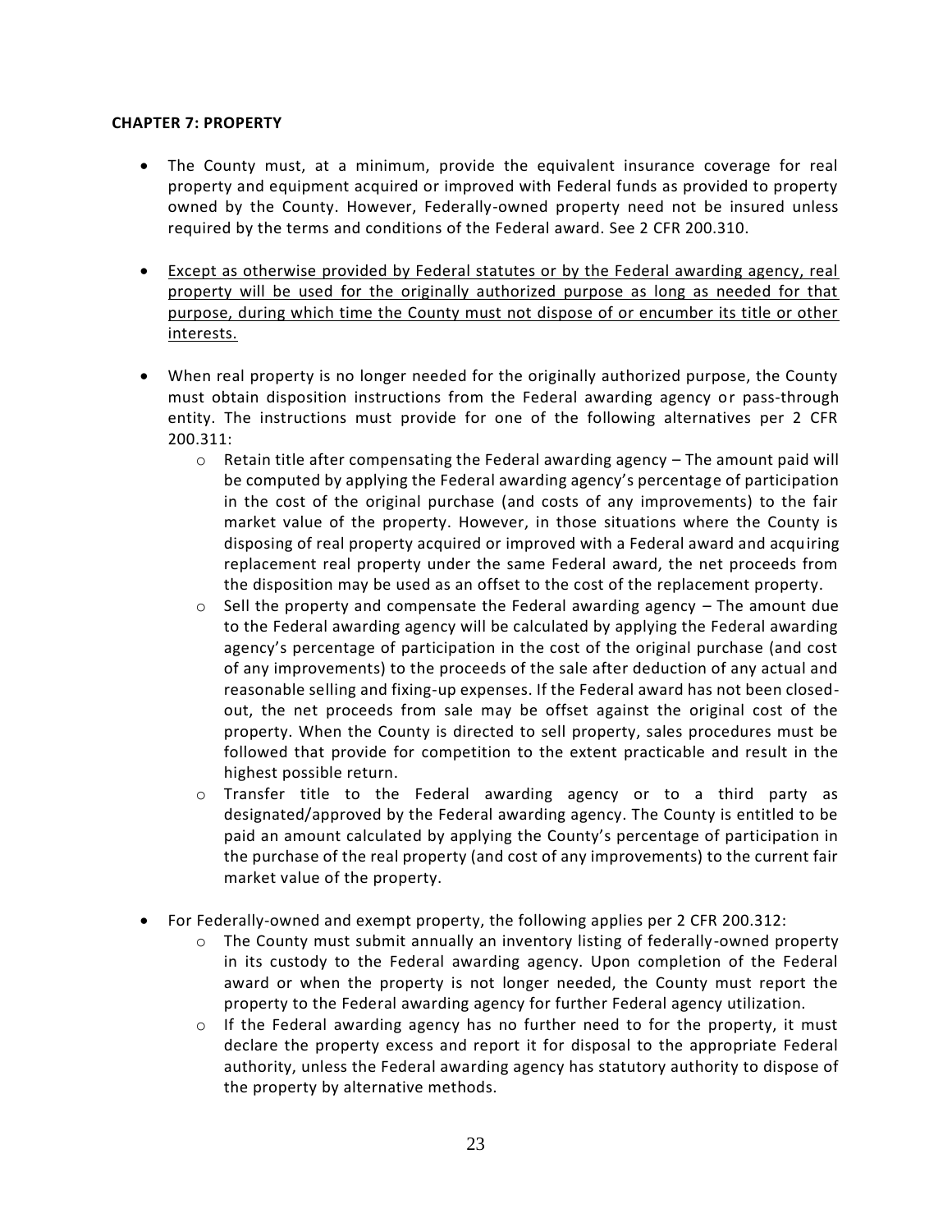**CHAPTER 7: PROPERTY**

- The County must, at a minimum, provide the equivalent insurance coverage for real property and equipment acquired or improved with Federal funds as provided to property owned by the County. However, Federally-owned property need not be insured unless required by the terms and conditions of the Federal award. See 2 CFR 200.310.

- Except as otherwise provided by Federal statutes or by the Federal awarding agency, real property will be used for the originally authorized purpose as long as needed for that purpose, during which time the County must not dispose of or encumber its title or other interests.

- When real property is no longer needed for the originally authorized purpose, the County must obtain disposition instructions from the Federal awarding agency or pass-through entity. The instructions must provide for one of the following alternatives per 2 CFR 200.311:
  - Retain title after compensating the Federal awarding agency – The amount paid will be computed by applying the Federal awarding agency's percentage of participation in the cost of the original purchase (and costs of any improvements) to the fair market value of the property. However, in those situations where the County is disposing of real property acquired or improved with a Federal award and acquiring replacement real property under the same Federal award, the net proceeds from the disposition may be used as an offset to the cost of the replacement property.
  - Sell the property and compensate the Federal awarding agency – The amount due to the Federal awarding agency will be calculated by applying the Federal awarding agency's percentage of participation in the cost of the original purchase (and cost of any improvements) to the proceeds of the sale after deduction of any actual and reasonable selling and fixing-up expenses. If the Federal award has not been closed-out, the net proceeds from sale may be offset against the original cost of the property. When the County is directed to sell property, sales procedures must be followed that provide for competition to the extent practicable and result in the highest possible return.
  - Transfer title to the Federal awarding agency or to a third party as designated/approved by the Federal awarding agency. The County is entitled to be paid an amount calculated by applying the County's percentage of participation in the purchase of the real property (and cost of any improvements) to the current fair market value of the property.

- For Federally-owned and exempt property, the following applies per 2 CFR 200.312:
  - The County must submit annually an inventory listing of federally-owned property in its custody to the Federal awarding agency. Upon completion of the Federal award or when the property is not longer needed, the County must report the property to the Federal awarding agency for further Federal agency utilization.
  - If the Federal awarding agency has no further need to for the property, it must declare the property excess and report it for disposal to the appropriate Federal authority, unless the Federal awarding agency has statutory authority to dispose of the property by alternative methods.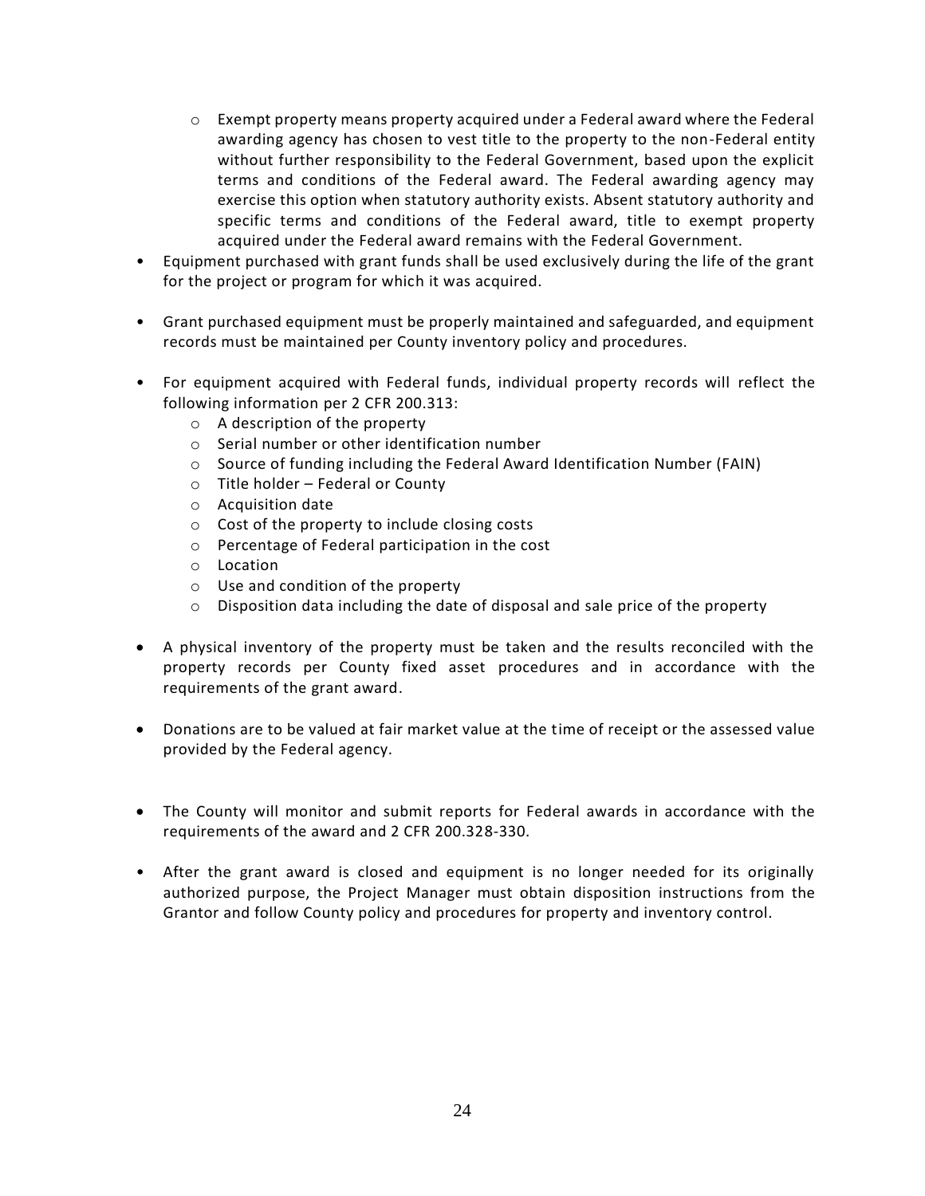- Exempt property means property acquired under a Federal award where the Federal awarding agency has chosen to vest title to the property to the non-Federal entity without further responsibility to the Federal Government, based upon the explicit terms and conditions of the Federal award. The Federal awarding agency may exercise this option when statutory authority exists. Absent statutory authority and specific terms and conditions of the Federal award, title to exempt property acquired under the Federal award remains with the Federal Government.

- Equipment purchased with grant funds shall be used exclusively during the life of the grant for the project or program for which it was acquired.

- Grant purchased equipment must be properly maintained and safeguarded, and equipment records must be maintained per County inventory policy and procedures.

- For equipment acquired with Federal funds, individual property records will reflect the following information per 2 CFR 200.313:
  - A description of the property
  - Serial number or other identification number
  - Source of funding including the Federal Award Identification Number (FAIN)
  - Title holder – Federal or County
  - Acquisition date
  - Cost of the property to include closing costs
  - Percentage of Federal participation in the cost
  - Location
  - Use and condition of the property
  - Disposition data including the date of disposal and sale price of the property

- A physical inventory of the property must be taken and the results reconciled with the property records per County fixed asset procedures and in accordance with the requirements of the grant award.

- Donations are to be valued at fair market value at the time of receipt or the assessed value provided by the Federal agency.

- The County will monitor and submit reports for Federal awards in accordance with the requirements of the award and 2 CFR 200.328-330.

- After the grant award is closed and equipment is no longer needed for its originally authorized purpose, the Project Manager must obtain disposition instructions from the Grantor and follow County policy and procedures for property and inventory control.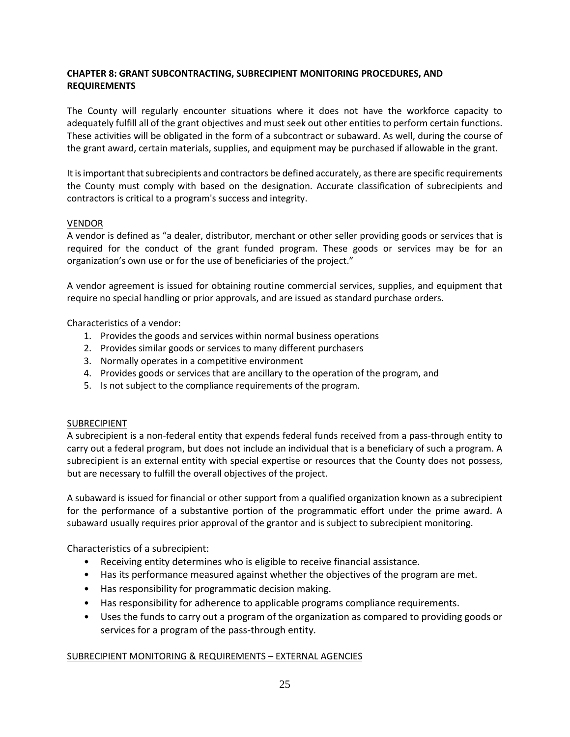## CHAPTER 8: GRANT SUBCONTRACTING, SUBRECIPIENT MONITORING PROCEDURES, AND REQUIREMENTS

The County will regularly encounter situations where it does not have the workforce capacity to adequately fulfill all of the grant objectives and must seek out other entities to perform certain functions. These activities will be obligated in the form of a subcontract or subaward. As well, during the course of the grant award, certain materials, supplies, and equipment may be purchased if allowable in the grant.

It is important that subrecipients and contractors be defined accurately, as there are specific requirements the County must comply with based on the designation. Accurate classification of subrecipients and contractors is critical to a program's success and integrity.

### VENDOR

A vendor is defined as "a dealer, distributor, merchant or other seller providing goods or services that is required for the conduct of the grant funded program. These goods or services may be for an organization's own use or for the use of beneficiaries of the project."

A vendor agreement is issued for obtaining routine commercial services, supplies, and equipment that require no special handling or prior approvals, and are issued as standard purchase orders.

Characteristics of a vendor:

1. Provides the goods and services within normal business operations
2. Provides similar goods or services to many different purchasers
3. Normally operates in a competitive environment
4. Provides goods or services that are ancillary to the operation of the program, and
5. Is not subject to the compliance requirements of the program.

### SUBRECIPIENT

A subrecipient is a non-federal entity that expends federal funds received from a pass-through entity to carry out a federal program, but does not include an individual that is a beneficiary of such a program. A subrecipient is an external entity with special expertise or resources that the County does not possess, but are necessary to fulfill the overall objectives of the project.

A subaward is issued for financial or other support from a qualified organization known as a subrecipient for the performance of a substantive portion of the programmatic effort under the prime award. A subaward usually requires prior approval of the grantor and is subject to subrecipient monitoring.

Characteristics of a subrecipient:

- Receiving entity determines who is eligible to receive financial assistance.
- Has its performance measured against whether the objectives of the program are met.
- Has responsibility for programmatic decision making.
- Has responsibility for adherence to applicable programs compliance requirements.
- Uses the funds to carry out a program of the organization as compared to providing goods or services for a program of the pass-through entity.

### SUBRECIPIENT MONITORING & REQUIREMENTS – EXTERNAL AGENCIES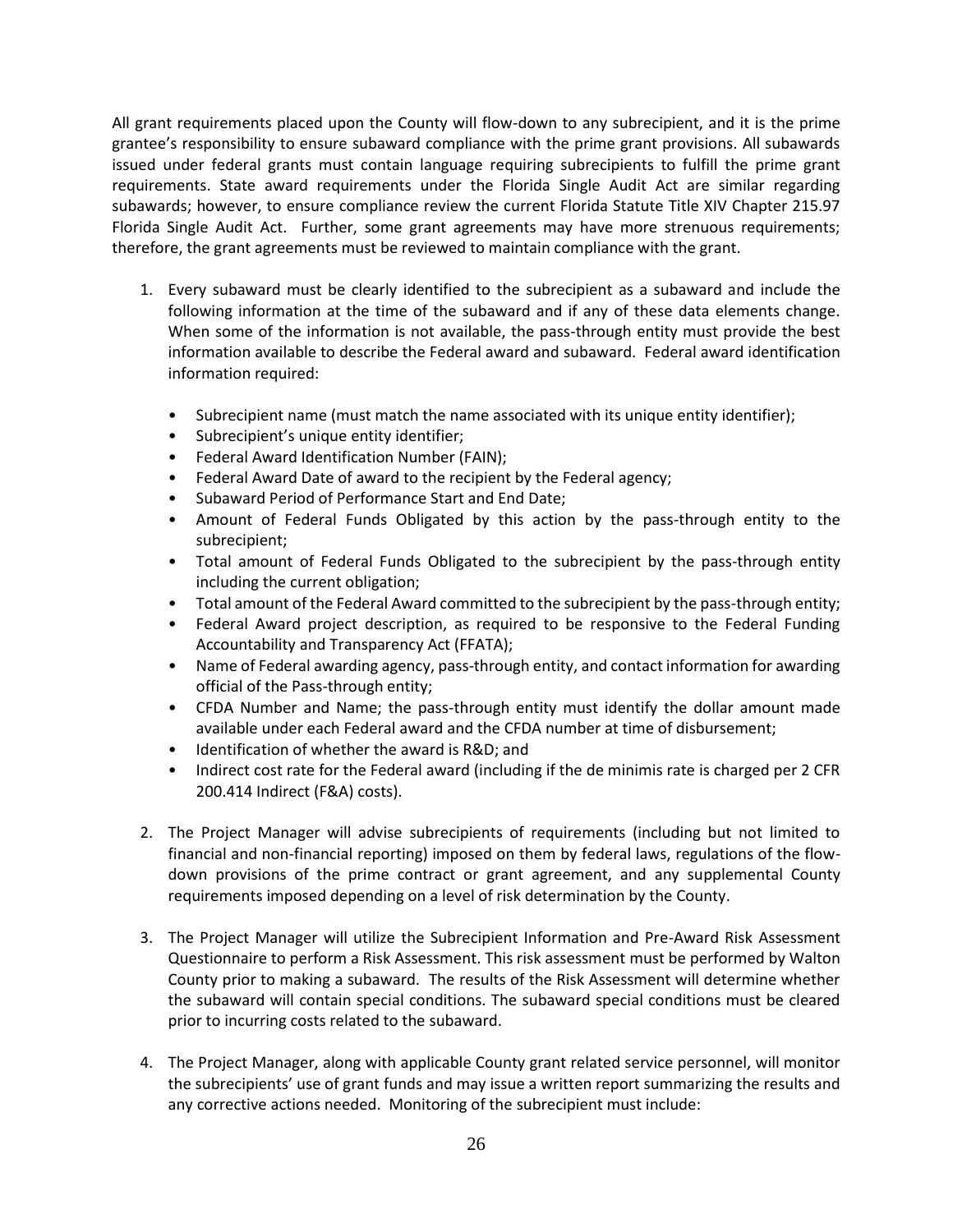All grant requirements placed upon the County will flow-down to any subrecipient, and it is the prime grantee's responsibility to ensure subaward compliance with the prime grant provisions. All subawards issued under federal grants must contain language requiring subrecipients to fulfill the prime grant requirements. State award requirements under the Florida Single Audit Act are similar regarding subawards; however, to ensure compliance review the current Florida Statute Title XIV Chapter 215.97 Florida Single Audit Act. Further, some grant agreements may have more strenuous requirements; therefore, the grant agreements must be reviewed to maintain compliance with the grant.

1. Every subaward must be clearly identified to the subrecipient as a subaward and include the following information at the time of the subaward and if any of these data elements change. When some of the information is not available, the pass-through entity must provide the best information available to describe the Federal award and subaward. Federal award identification information required:

   - Subrecipient name (must match the name associated with its unique entity identifier);
   - Subrecipient's unique entity identifier;
   - Federal Award Identification Number (FAIN);
   - Federal Award Date of award to the recipient by the Federal agency;
   - Subaward Period of Performance Start and End Date;
   - Amount of Federal Funds Obligated by this action by the pass-through entity to the subrecipient;
   - Total amount of Federal Funds Obligated to the subrecipient by the pass-through entity including the current obligation;
   - Total amount of the Federal Award committed to the subrecipient by the pass-through entity;
   - Federal Award project description, as required to be responsive to the Federal Funding Accountability and Transparency Act (FFATA);
   - Name of Federal awarding agency, pass-through entity, and contact information for awarding official of the Pass-through entity;
   - CFDA Number and Name; the pass-through entity must identify the dollar amount made available under each Federal award and the CFDA number at time of disbursement;
   - Identification of whether the award is R&D; and
   - Indirect cost rate for the Federal award (including if the de minimis rate is charged per 2 CFR 200.414 Indirect (F&A) costs).

2. The Project Manager will advise subrecipients of requirements (including but not limited to financial and non-financial reporting) imposed on them by federal laws, regulations of the flow-down provisions of the prime contract or grant agreement, and any supplemental County requirements imposed depending on a level of risk determination by the County.

3. The Project Manager will utilize the Subrecipient Information and Pre-Award Risk Assessment Questionnaire to perform a Risk Assessment. This risk assessment must be performed by Walton County prior to making a subaward. The results of the Risk Assessment will determine whether the subaward will contain special conditions. The subaward special conditions must be cleared prior to incurring costs related to the subaward.

4. The Project Manager, along with applicable County grant related service personnel, will monitor the subrecipients' use of grant funds and may issue a written report summarizing the results and any corrective actions needed. Monitoring of the subrecipient must include: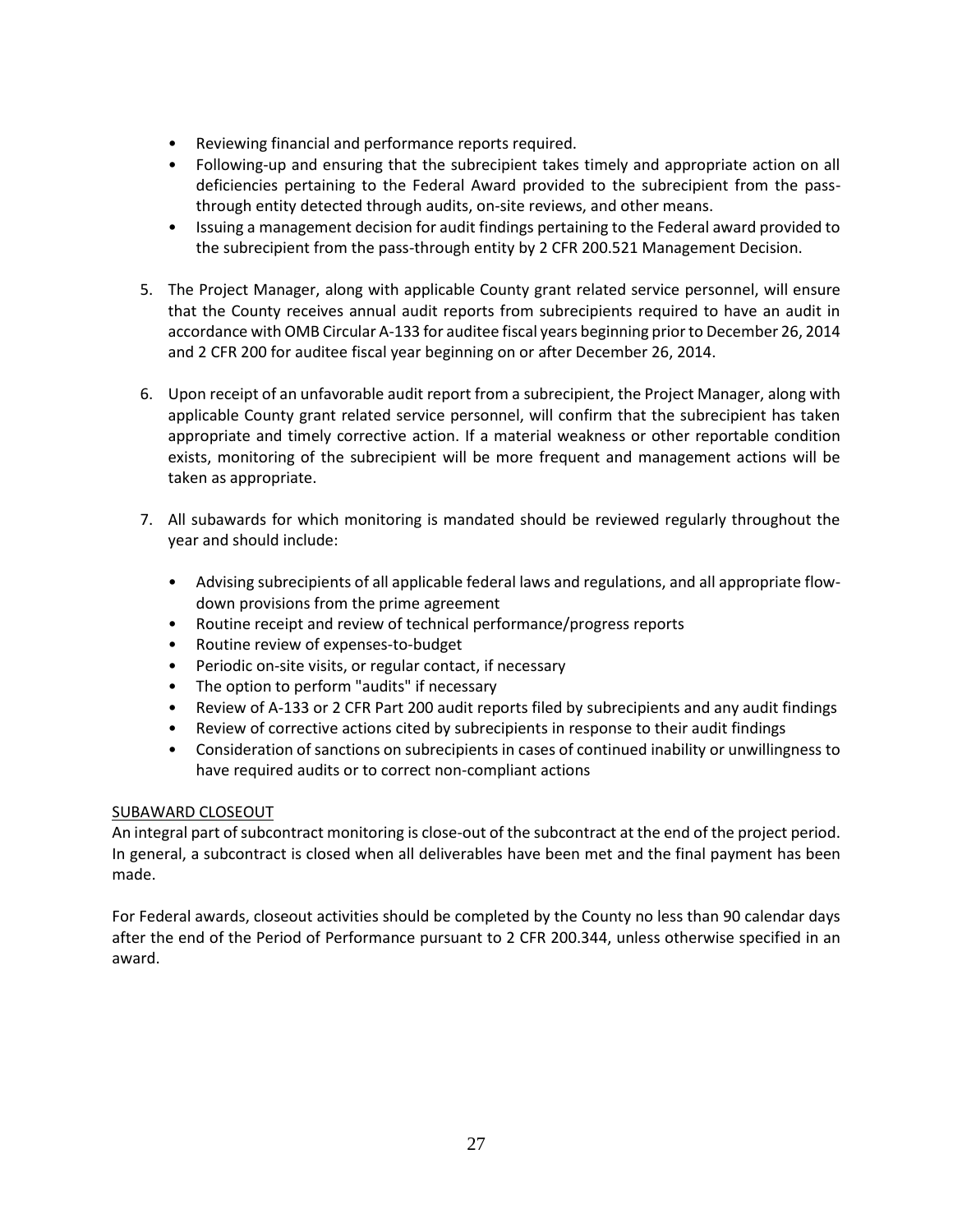- Reviewing financial and performance reports required.
- Following-up and ensuring that the subrecipient takes timely and appropriate action on all deficiencies pertaining to the Federal Award provided to the subrecipient from the pass-through entity detected through audits, on-site reviews, and other means.
- Issuing a management decision for audit findings pertaining to the Federal award provided to the subrecipient from the pass-through entity by 2 CFR 200.521 Management Decision.

5. The Project Manager, along with applicable County grant related service personnel, will ensure that the County receives annual audit reports from subrecipients required to have an audit in accordance with OMB Circular A-133 for auditee fiscal years beginning prior to December 26, 2014 and 2 CFR 200 for auditee fiscal year beginning on or after December 26, 2014.

6. Upon receipt of an unfavorable audit report from a subrecipient, the Project Manager, along with applicable County grant related service personnel, will confirm that the subrecipient has taken appropriate and timely corrective action. If a material weakness or other reportable condition exists, monitoring of the subrecipient will be more frequent and management actions will be taken as appropriate.

7. All subawards for which monitoring is mandated should be reviewed regularly throughout the year and should include:

   - Advising subrecipients of all applicable federal laws and regulations, and all appropriate flow-down provisions from the prime agreement
   - Routine receipt and review of technical performance/progress reports
   - Routine review of expenses-to-budget
   - Periodic on-site visits, or regular contact, if necessary
   - The option to perform "audits" if necessary
   - Review of A-133 or 2 CFR Part 200 audit reports filed by subrecipients and any audit findings
   - Review of corrective actions cited by subrecipients in response to their audit findings
   - Consideration of sanctions on subrecipients in cases of continued inability or unwillingness to have required audits or to correct non-compliant actions

SUBAWARD CLOSEOUT

An integral part of subcontract monitoring is close-out of the subcontract at the end of the project period. In general, a subcontract is closed when all deliverables have been met and the final payment has been made.

For Federal awards, closeout activities should be completed by the County no less than 90 calendar days after the end of the Period of Performance pursuant to 2 CFR 200.344, unless otherwise specified in an award.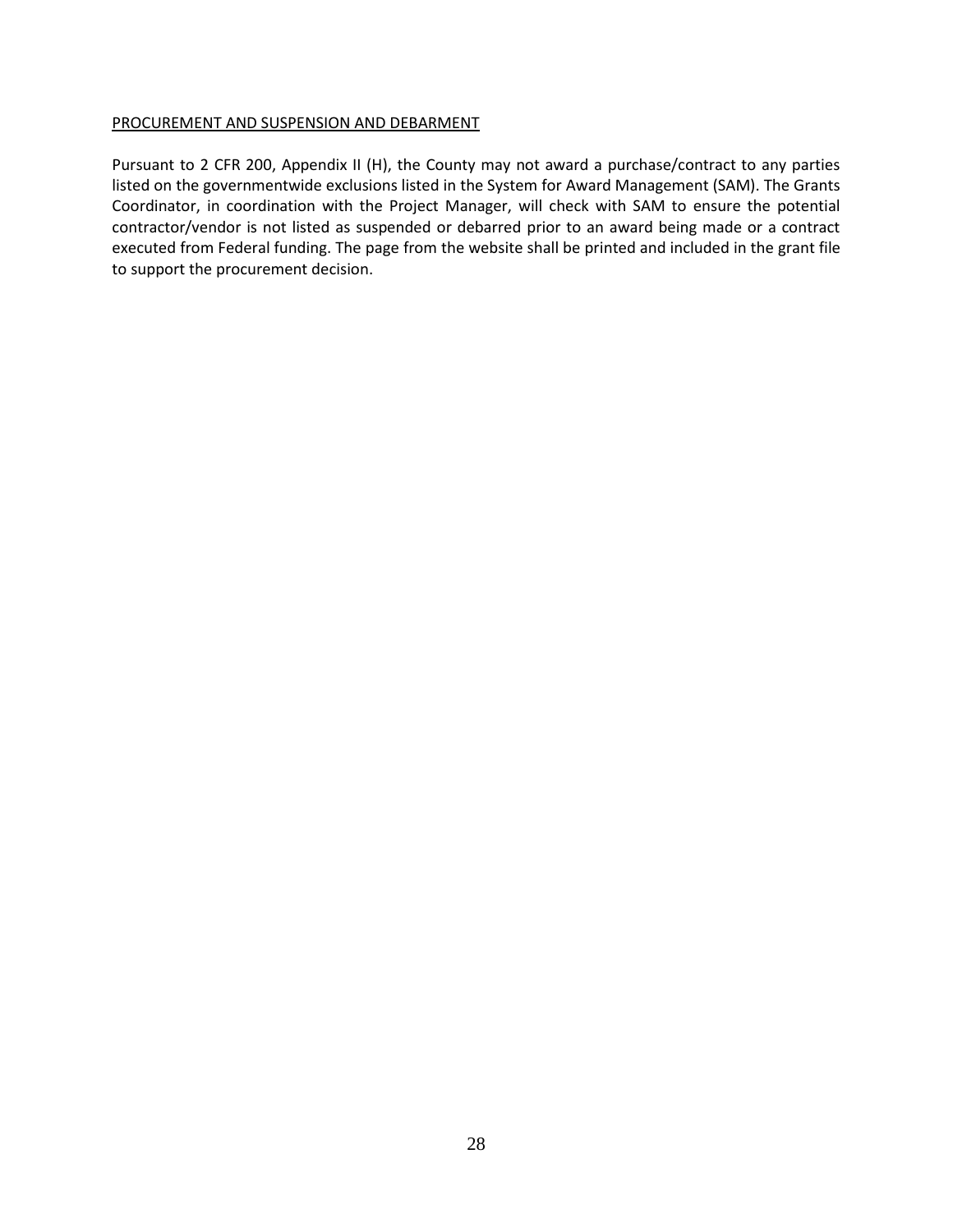PROCUREMENT AND SUSPENSION AND DEBARMENT

Pursuant to 2 CFR 200, Appendix II (H), the County may not award a purchase/contract to any parties listed on the governmentwide exclusions listed in the System for Award Management (SAM). The Grants Coordinator, in coordination with the Project Manager, will check with SAM to ensure the potential contractor/vendor is not listed as suspended or debarred prior to an award being made or a contract executed from Federal funding. The page from the website shall be printed and included in the grant file to support the procurement decision.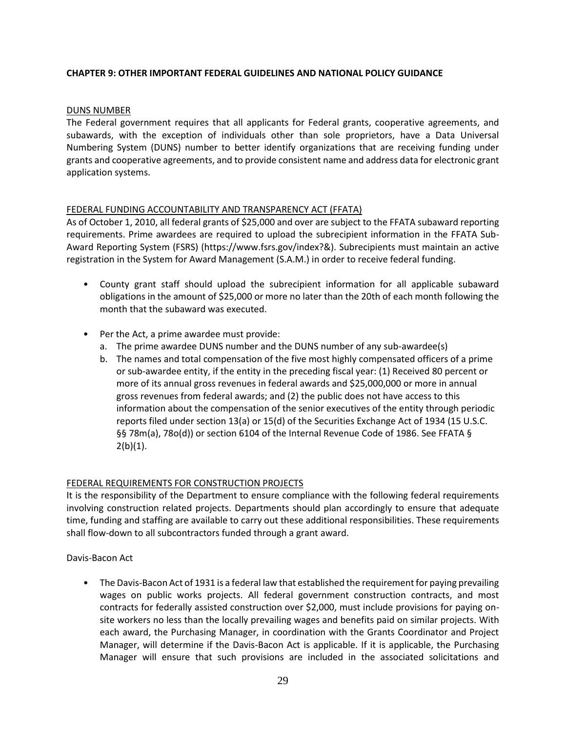**CHAPTER 9: OTHER IMPORTANT FEDERAL GUIDELINES AND NATIONAL POLICY GUIDANCE**

DUNS NUMBER

The Federal government requires that all applicants for Federal grants, cooperative agreements, and subawards, with the exception of individuals other than sole proprietors, have a Data Universal Numbering System (DUNS) number to better identify organizations that are receiving funding under grants and cooperative agreements, and to provide consistent name and address data for electronic grant application systems.

FEDERAL FUNDING ACCOUNTABILITY AND TRANSPARENCY ACT (FFATA)

As of October 1, 2010, all federal grants of $25,000 and over are subject to the FFATA subaward reporting requirements. Prime awardees are required to upload the subrecipient information in the FFATA Sub-Award Reporting System (FSRS) (https://www.fsrs.gov/index?&). Subrecipients must maintain an active registration in the System for Award Management (S.A.M.) in order to receive federal funding.

- County grant staff should upload the subrecipient information for all applicable subaward obligations in the amount of $25,000 or more no later than the 20th of each month following the month that the subaward was executed.

- Per the Act, a prime awardee must provide:
  a. The prime awardee DUNS number and the DUNS number of any sub-awardee(s)
  b. The names and total compensation of the five most highly compensated officers of a prime or sub-awardee entity, if the entity in the preceding fiscal year: (1) Received 80 percent or more of its annual gross revenues in federal awards and $25,000,000 or more in annual gross revenues from federal awards; and (2) the public does not have access to this information about the compensation of the senior executives of the entity through periodic reports filed under section 13(a) or 15(d) of the Securities Exchange Act of 1934 (15 U.S.C. §§ 78m(a), 78o(d)) or section 6104 of the Internal Revenue Code of 1986. See FFATA § 2(b)(1).

FEDERAL REQUIREMENTS FOR CONSTRUCTION PROJECTS

It is the responsibility of the Department to ensure compliance with the following federal requirements involving construction related projects. Departments should plan accordingly to ensure that adequate time, funding and staffing are available to carry out these additional responsibilities. These requirements shall flow-down to all subcontractors funded through a grant award.

Davis-Bacon Act

- The Davis-Bacon Act of 1931 is a federal law that established the requirement for paying prevailing wages on public works projects. All federal government construction contracts, and most contracts for federally assisted construction over $2,000, must include provisions for paying on-site workers no less than the locally prevailing wages and benefits paid on similar projects. With each award, the Purchasing Manager, in coordination with the Grants Coordinator and Project Manager, will determine if the Davis-Bacon Act is applicable. If it is applicable, the Purchasing Manager will ensure that such provisions are included in the associated solicitations and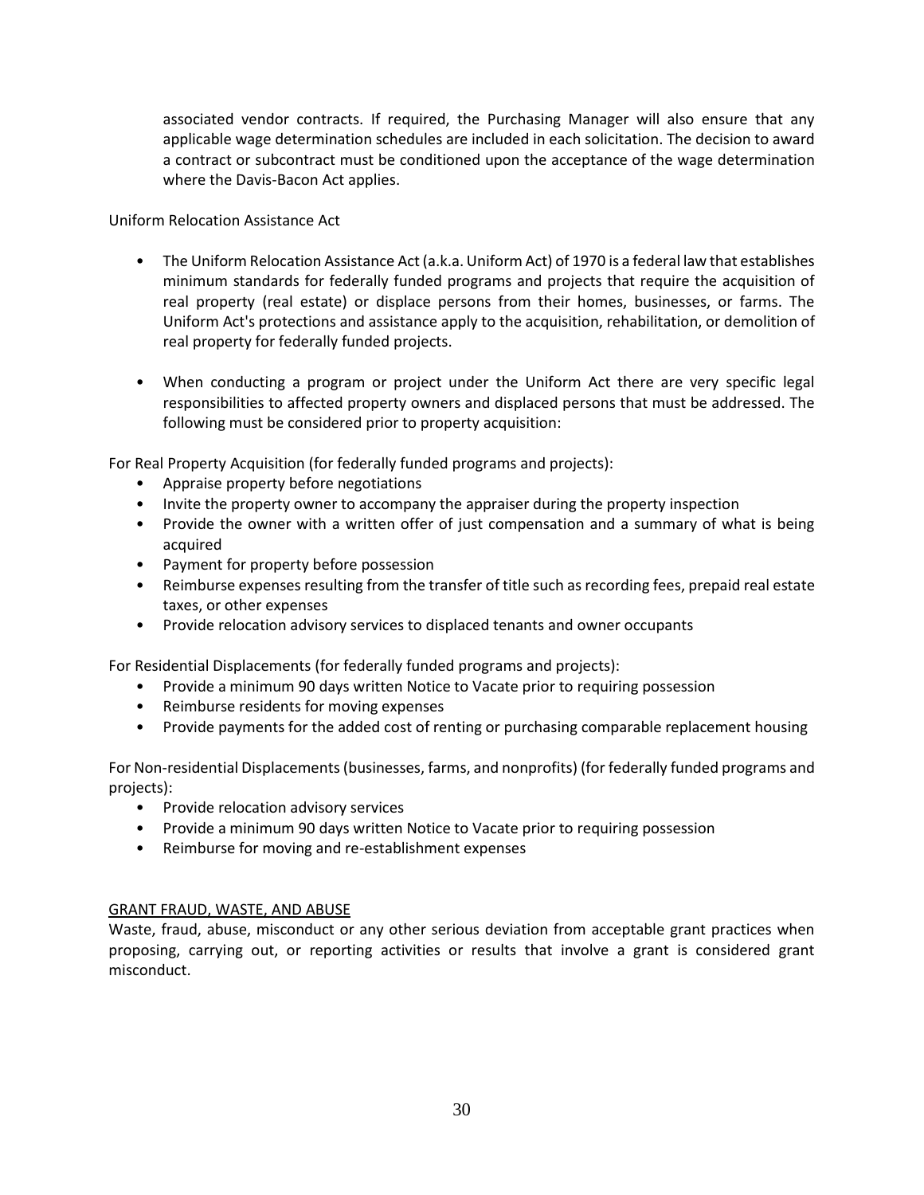associated vendor contracts. If required, the Purchasing Manager will also ensure that any applicable wage determination schedules are included in each solicitation. The decision to award a contract or subcontract must be conditioned upon the acceptance of the wage determination where the Davis-Bacon Act applies.

Uniform Relocation Assistance Act

- The Uniform Relocation Assistance Act (a.k.a. Uniform Act) of 1970 is a federal law that establishes minimum standards for federally funded programs and projects that require the acquisition of real property (real estate) or displace persons from their homes, businesses, or farms. The Uniform Act's protections and assistance apply to the acquisition, rehabilitation, or demolition of real property for federally funded projects.

- When conducting a program or project under the Uniform Act there are very specific legal responsibilities to affected property owners and displaced persons that must be addressed. The following must be considered prior to property acquisition:

For Real Property Acquisition (for federally funded programs and projects):

- Appraise property before negotiations
- Invite the property owner to accompany the appraiser during the property inspection
- Provide the owner with a written offer of just compensation and a summary of what is being acquired
- Payment for property before possession
- Reimburse expenses resulting from the transfer of title such as recording fees, prepaid real estate taxes, or other expenses
- Provide relocation advisory services to displaced tenants and owner occupants

For Residential Displacements (for federally funded programs and projects):

- Provide a minimum 90 days written Notice to Vacate prior to requiring possession
- Reimburse residents for moving expenses
- Provide payments for the added cost of renting or purchasing comparable replacement housing

For Non-residential Displacements (businesses, farms, and nonprofits) (for federally funded programs and projects):

- Provide relocation advisory services
- Provide a minimum 90 days written Notice to Vacate prior to requiring possession
- Reimburse for moving and re-establishment expenses

## GRANT FRAUD, WASTE, AND ABUSE

Waste, fraud, abuse, misconduct or any other serious deviation from acceptable grant practices when proposing, carrying out, or reporting activities or results that involve a grant is considered grant misconduct.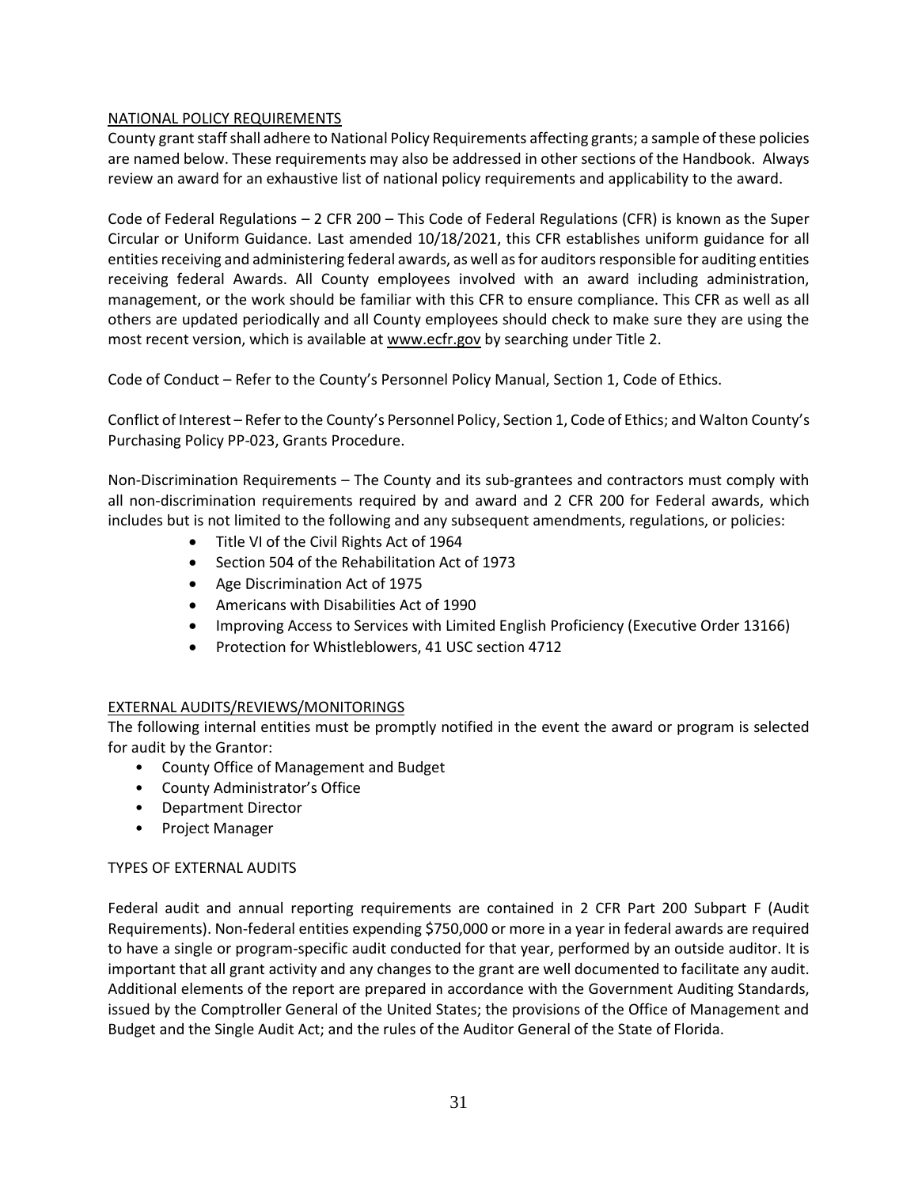## NATIONAL POLICY REQUIREMENTS

County grant staff shall adhere to National Policy Requirements affecting grants; a sample of these policies are named below. These requirements may also be addressed in other sections of the Handbook. Always review an award for an exhaustive list of national policy requirements and applicability to the award.

Code of Federal Regulations – 2 CFR 200 – This Code of Federal Regulations (CFR) is known as the Super Circular or Uniform Guidance. Last amended 10/18/2021, this CFR establishes uniform guidance for all entities receiving and administering federal awards, as well as for auditors responsible for auditing entities receiving federal Awards. All County employees involved with an award including administration, management, or the work should be familiar with this CFR to ensure compliance. This CFR as well as all others are updated periodically and all County employees should check to make sure they are using the most recent version, which is available at www.ecfr.gov by searching under Title 2.

Code of Conduct – Refer to the County's Personnel Policy Manual, Section 1, Code of Ethics.

Conflict of Interest – Refer to the County's Personnel Policy, Section 1, Code of Ethics; and Walton County's Purchasing Policy PP-023, Grants Procedure.

Non-Discrimination Requirements – The County and its sub-grantees and contractors must comply with all non-discrimination requirements required by and award and 2 CFR 200 for Federal awards, which includes but is not limited to the following and any subsequent amendments, regulations, or policies:

- Title VI of the Civil Rights Act of 1964
- Section 504 of the Rehabilitation Act of 1973
- Age Discrimination Act of 1975
- Americans with Disabilities Act of 1990
- Improving Access to Services with Limited English Proficiency (Executive Order 13166)
- Protection for Whistleblowers, 41 USC section 4712

## EXTERNAL AUDITS/REVIEWS/MONITORINGS

The following internal entities must be promptly notified in the event the award or program is selected for audit by the Grantor:

- County Office of Management and Budget
- County Administrator's Office
- Department Director
- Project Manager

### TYPES OF EXTERNAL AUDITS

Federal audit and annual reporting requirements are contained in 2 CFR Part 200 Subpart F (Audit Requirements). Non-federal entities expending $750,000 or more in a year in federal awards are required to have a single or program-specific audit conducted for that year, performed by an outside auditor. It is important that all grant activity and any changes to the grant are well documented to facilitate any audit. Additional elements of the report are prepared in accordance with the Government Auditing Standards, issued by the Comptroller General of the United States; the provisions of the Office of Management and Budget and the Single Audit Act; and the rules of the Auditor General of the State of Florida.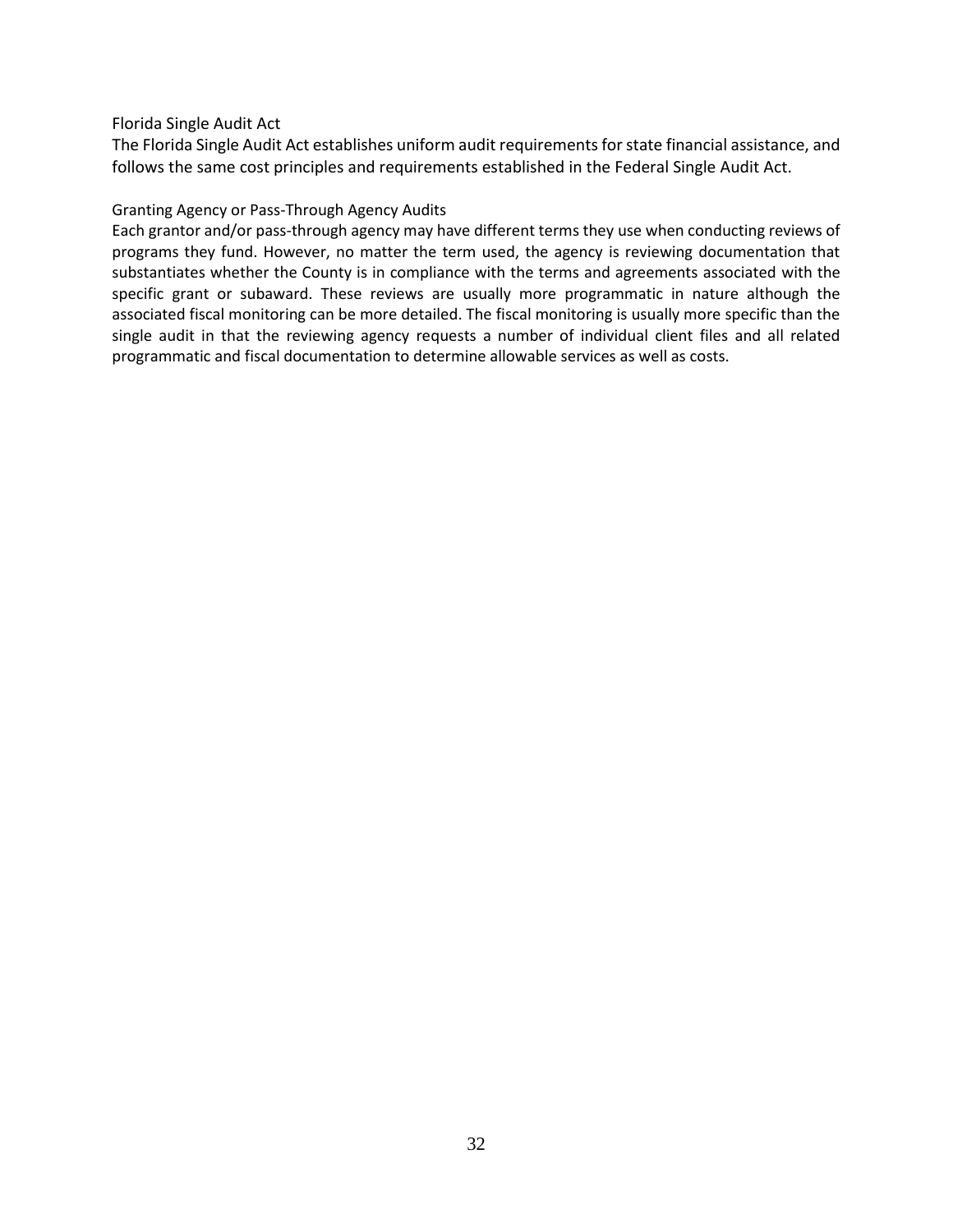### Florida Single Audit Act

The Florida Single Audit Act establishes uniform audit requirements for state financial assistance, and follows the same cost principles and requirements established in the Federal Single Audit Act.

### Granting Agency or Pass-Through Agency Audits

Each grantor and/or pass-through agency may have different terms they use when conducting reviews of programs they fund. However, no matter the term used, the agency is reviewing documentation that substantiates whether the County is in compliance with the terms and agreements associated with the specific grant or subaward. These reviews are usually more programmatic in nature although the associated fiscal monitoring can be more detailed. The fiscal monitoring is usually more specific than the single audit in that the reviewing agency requests a number of individual client files and all related programmatic and fiscal documentation to determine allowable services as well as costs.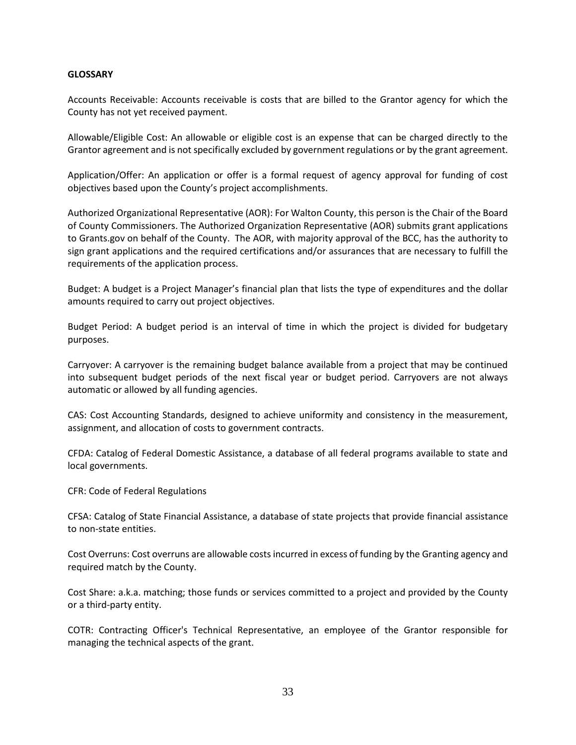**GLOSSARY**

Accounts Receivable: Accounts receivable is costs that are billed to the Grantor agency for which the County has not yet received payment.

Allowable/Eligible Cost: An allowable or eligible cost is an expense that can be charged directly to the Grantor agreement and is not specifically excluded by government regulations or by the grant agreement.

Application/Offer: An application or offer is a formal request of agency approval for funding of cost objectives based upon the County's project accomplishments.

Authorized Organizational Representative (AOR): For Walton County, this person is the Chair of the Board of County Commissioners. The Authorized Organization Representative (AOR) submits grant applications to Grants.gov on behalf of the County. The AOR, with majority approval of the BCC, has the authority to sign grant applications and the required certifications and/or assurances that are necessary to fulfill the requirements of the application process.

Budget: A budget is a Project Manager's financial plan that lists the type of expenditures and the dollar amounts required to carry out project objectives.

Budget Period: A budget period is an interval of time in which the project is divided for budgetary purposes.

Carryover: A carryover is the remaining budget balance available from a project that may be continued into subsequent budget periods of the next fiscal year or budget period. Carryovers are not always automatic or allowed by all funding agencies.

CAS: Cost Accounting Standards, designed to achieve uniformity and consistency in the measurement, assignment, and allocation of costs to government contracts.

CFDA: Catalog of Federal Domestic Assistance, a database of all federal programs available to state and local governments.

CFR: Code of Federal Regulations

CFSA: Catalog of State Financial Assistance, a database of state projects that provide financial assistance to non-state entities.

Cost Overruns: Cost overruns are allowable costs incurred in excess of funding by the Granting agency and required match by the County.

Cost Share: a.k.a. matching; those funds or services committed to a project and provided by the County or a third-party entity.

COTR: Contracting Officer's Technical Representative, an employee of the Grantor responsible for managing the technical aspects of the grant.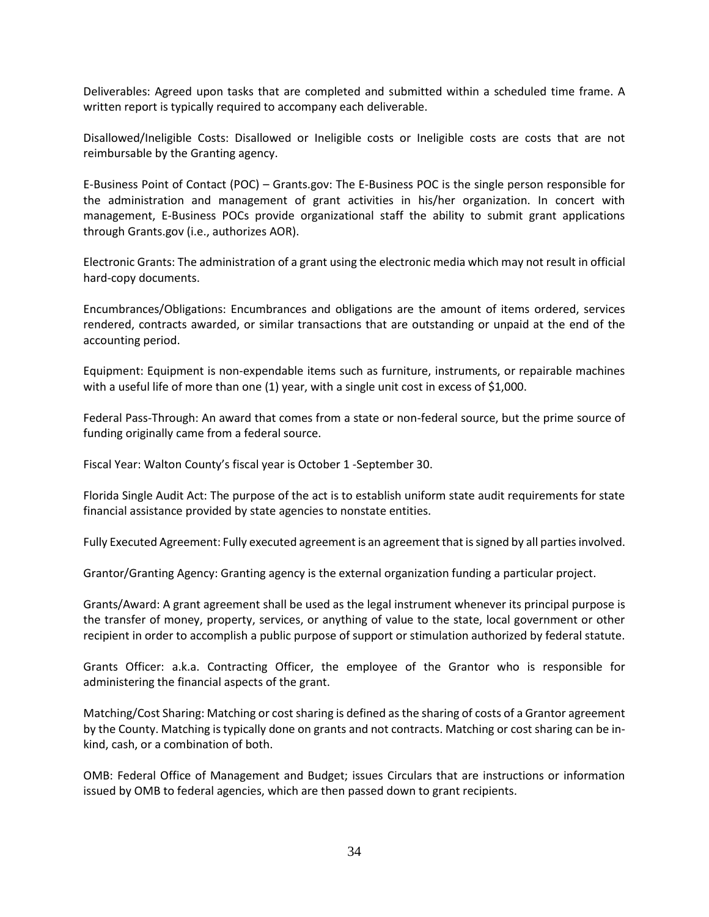Deliverables: Agreed upon tasks that are completed and submitted within a scheduled time frame. A written report is typically required to accompany each deliverable.

Disallowed/Ineligible Costs: Disallowed or Ineligible costs or Ineligible costs are costs that are not reimbursable by the Granting agency.

E-Business Point of Contact (POC) – Grants.gov: The E-Business POC is the single person responsible for the administration and management of grant activities in his/her organization. In concert with management, E-Business POCs provide organizational staff the ability to submit grant applications through Grants.gov (i.e., authorizes AOR).

Electronic Grants: The administration of a grant using the electronic media which may not result in official hard-copy documents.

Encumbrances/Obligations: Encumbrances and obligations are the amount of items ordered, services rendered, contracts awarded, or similar transactions that are outstanding or unpaid at the end of the accounting period.

Equipment: Equipment is non-expendable items such as furniture, instruments, or repairable machines with a useful life of more than one (1) year, with a single unit cost in excess of $1,000.

Federal Pass-Through: An award that comes from a state or non-federal source, but the prime source of funding originally came from a federal source.

Fiscal Year: Walton County's fiscal year is October 1 -September 30.

Florida Single Audit Act: The purpose of the act is to establish uniform state audit requirements for state financial assistance provided by state agencies to nonstate entities.

Fully Executed Agreement: Fully executed agreement is an agreement that is signed by all parties involved.

Grantor/Granting Agency: Granting agency is the external organization funding a particular project.

Grants/Award: A grant agreement shall be used as the legal instrument whenever its principal purpose is the transfer of money, property, services, or anything of value to the state, local government or other recipient in order to accomplish a public purpose of support or stimulation authorized by federal statute.

Grants Officer: a.k.a. Contracting Officer, the employee of the Grantor who is responsible for administering the financial aspects of the grant.

Matching/Cost Sharing: Matching or cost sharing is defined as the sharing of costs of a Grantor agreement by the County. Matching is typically done on grants and not contracts. Matching or cost sharing can be in-kind, cash, or a combination of both.

OMB: Federal Office of Management and Budget; issues Circulars that are instructions or information issued by OMB to federal agencies, which are then passed down to grant recipients.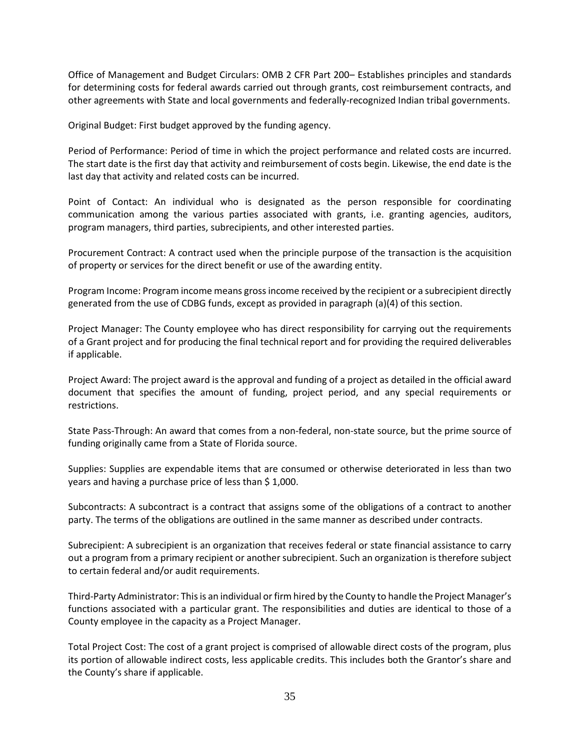Office of Management and Budget Circulars: OMB 2 CFR Part 200– Establishes principles and standards for determining costs for federal awards carried out through grants, cost reimbursement contracts, and other agreements with State and local governments and federally-recognized Indian tribal governments.

Original Budget: First budget approved by the funding agency.

Period of Performance: Period of time in which the project performance and related costs are incurred. The start date is the first day that activity and reimbursement of costs begin. Likewise, the end date is the last day that activity and related costs can be incurred.

Point of Contact: An individual who is designated as the person responsible for coordinating communication among the various parties associated with grants, i.e. granting agencies, auditors, program managers, third parties, subrecipients, and other interested parties.

Procurement Contract: A contract used when the principle purpose of the transaction is the acquisition of property or services for the direct benefit or use of the awarding entity.

Program Income: Program income means gross income received by the recipient or a subrecipient directly generated from the use of CDBG funds, except as provided in paragraph (a)(4) of this section.

Project Manager: The County employee who has direct responsibility for carrying out the requirements of a Grant project and for producing the final technical report and for providing the required deliverables if applicable.

Project Award: The project award is the approval and funding of a project as detailed in the official award document that specifies the amount of funding, project period, and any special requirements or restrictions.

State Pass-Through: An award that comes from a non-federal, non-state source, but the prime source of funding originally came from a State of Florida source.

Supplies: Supplies are expendable items that are consumed or otherwise deteriorated in less than two years and having a purchase price of less than $ 1,000.

Subcontracts: A subcontract is a contract that assigns some of the obligations of a contract to another party. The terms of the obligations are outlined in the same manner as described under contracts.

Subrecipient: A subrecipient is an organization that receives federal or state financial assistance to carry out a program from a primary recipient or another subrecipient. Such an organization is therefore subject to certain federal and/or audit requirements.

Third-Party Administrator: This is an individual or firm hired by the County to handle the Project Manager's functions associated with a particular grant. The responsibilities and duties are identical to those of a County employee in the capacity as a Project Manager.

Total Project Cost: The cost of a grant project is comprised of allowable direct costs of the program, plus its portion of allowable indirect costs, less applicable credits. This includes both the Grantor's share and the County's share if applicable.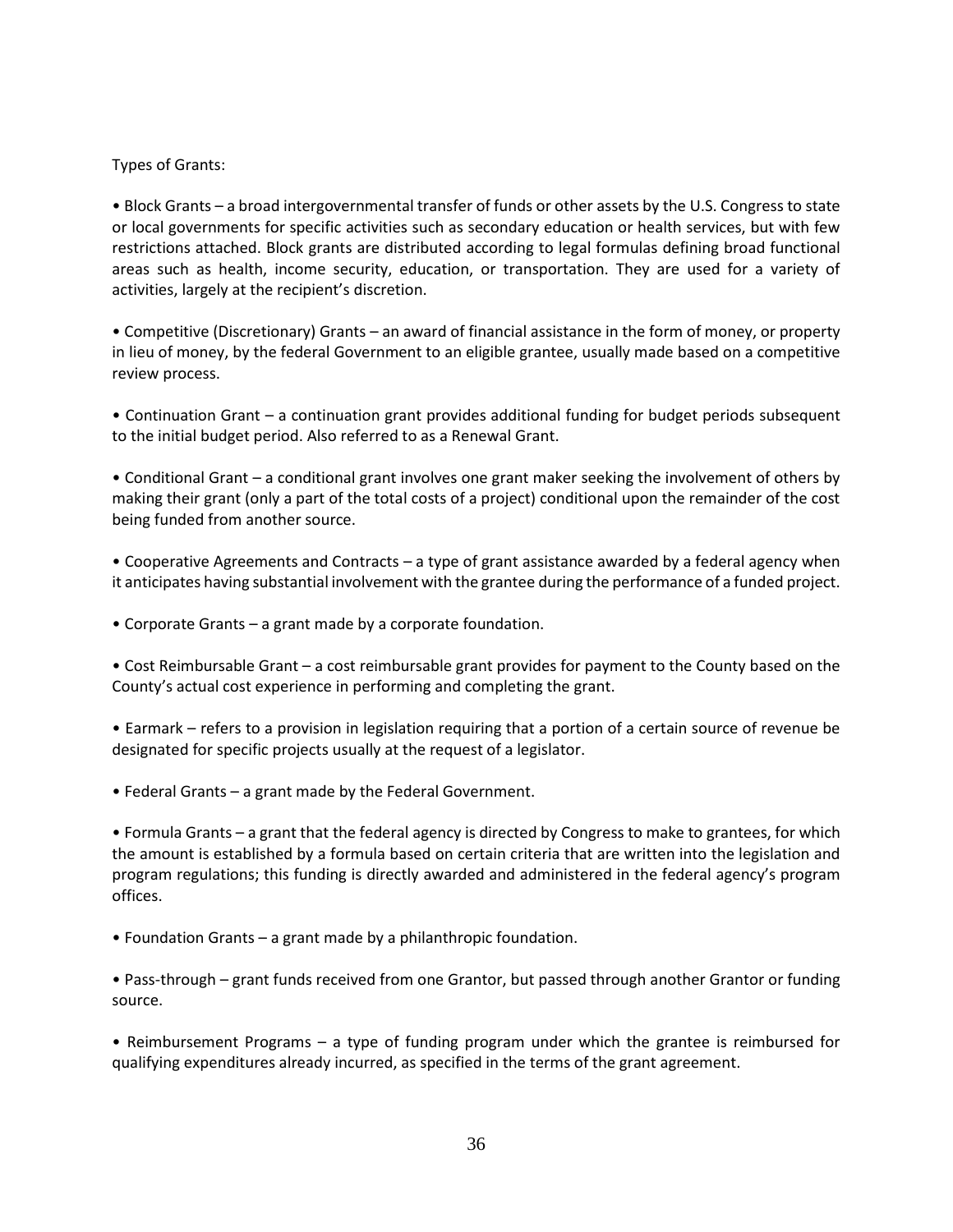Types of Grants:

- Block Grants – a broad intergovernmental transfer of funds or other assets by the U.S. Congress to state or local governments for specific activities such as secondary education or health services, but with few restrictions attached. Block grants are distributed according to legal formulas defining broad functional areas such as health, income security, education, or transportation. They are used for a variety of activities, largely at the recipient's discretion.

- Competitive (Discretionary) Grants – an award of financial assistance in the form of money, or property in lieu of money, by the federal Government to an eligible grantee, usually made based on a competitive review process.

- Continuation Grant – a continuation grant provides additional funding for budget periods subsequent to the initial budget period. Also referred to as a Renewal Grant.

- Conditional Grant – a conditional grant involves one grant maker seeking the involvement of others by making their grant (only a part of the total costs of a project) conditional upon the remainder of the cost being funded from another source.

- Cooperative Agreements and Contracts – a type of grant assistance awarded by a federal agency when it anticipates having substantial involvement with the grantee during the performance of a funded project.

- Corporate Grants – a grant made by a corporate foundation.

- Cost Reimbursable Grant – a cost reimbursable grant provides for payment to the County based on the County's actual cost experience in performing and completing the grant.

- Earmark – refers to a provision in legislation requiring that a portion of a certain source of revenue be designated for specific projects usually at the request of a legislator.

- Federal Grants – a grant made by the Federal Government.

- Formula Grants – a grant that the federal agency is directed by Congress to make to grantees, for which the amount is established by a formula based on certain criteria that are written into the legislation and program regulations; this funding is directly awarded and administered in the federal agency's program offices.

- Foundation Grants – a grant made by a philanthropic foundation.

- Pass-through – grant funds received from one Grantor, but passed through another Grantor or funding source.

- Reimbursement Programs – a type of funding program under which the grantee is reimbursed for qualifying expenditures already incurred, as specified in the terms of the grant agreement.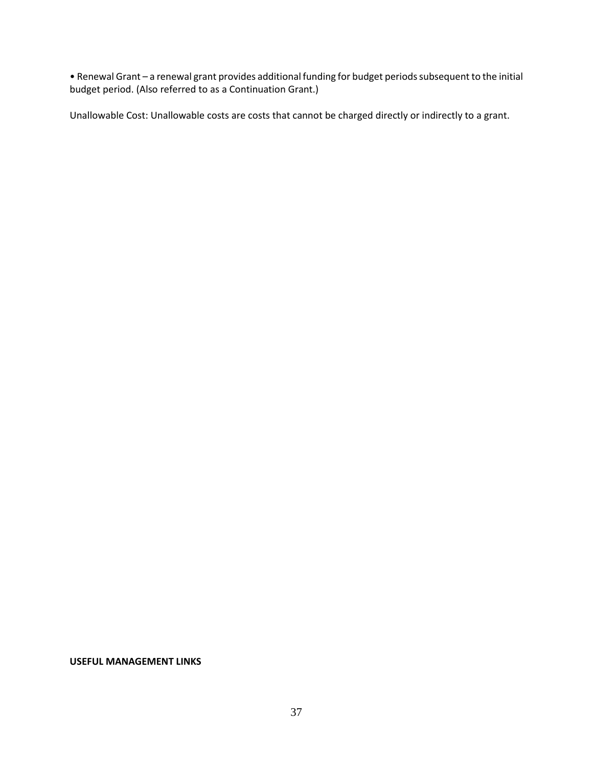- Renewal Grant – a renewal grant provides additional funding for budget periods subsequent to the initial budget period. (Also referred to as a Continuation Grant.)

Unallowable Cost: Unallowable costs are costs that cannot be charged directly or indirectly to a grant.

**USEFUL MANAGEMENT LINKS**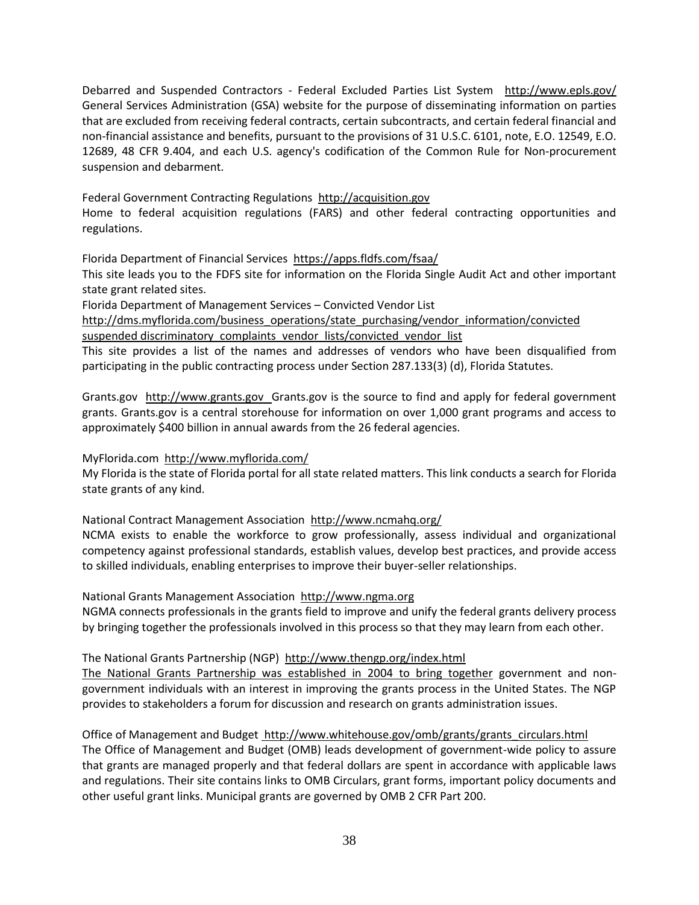Debarred and Suspended Contractors - Federal Excluded Parties List System http://www.epls.gov/
General Services Administration (GSA) website for the purpose of disseminating information on parties that are excluded from receiving federal contracts, certain subcontracts, and certain federal financial and non-financial assistance and benefits, pursuant to the provisions of 31 U.S.C. 6101, note, E.O. 12549, E.O. 12689, 48 CFR 9.404, and each U.S. agency's codification of the Common Rule for Non-procurement suspension and debarment.

Federal Government Contracting Regulations http://acquisition.gov
Home to federal acquisition regulations (FARS) and other federal contracting opportunities and regulations.

Florida Department of Financial Services https://apps.fldfs.com/fsaa/
This site leads you to the FDFS site for information on the Florida Single Audit Act and other important state grant related sites.
Florida Department of Management Services – Convicted Vendor List
http://dms.myflorida.com/business_operations/state_purchasing/vendor_information/convicted suspended discriminatory_complaints_vendor_lists/convicted_vendor_list
This site provides a list of the names and addresses of vendors who have been disqualified from participating in the public contracting process under Section 287.133(3) (d), Florida Statutes.

Grants.gov http://www.grants.gov Grants.gov is the source to find and apply for federal government grants. Grants.gov is a central storehouse for information on over 1,000 grant programs and access to approximately $400 billion in annual awards from the 26 federal agencies.

MyFlorida.com http://www.myflorida.com/
My Florida is the state of Florida portal for all state related matters. This link conducts a search for Florida state grants of any kind.

National Contract Management Association http://www.ncmahq.org/
NCMA exists to enable the workforce to grow professionally, assess individual and organizational competency against professional standards, establish values, develop best practices, and provide access to skilled individuals, enabling enterprises to improve their buyer-seller relationships.

National Grants Management Association http://www.ngma.org
NGMA connects professionals in the grants field to improve and unify the federal grants delivery process by bringing together the professionals involved in this process so that they may learn from each other.

The National Grants Partnership (NGP) http://www.thengp.org/index.html
The National Grants Partnership was established in 2004 to bring together government and non-government individuals with an interest in improving the grants process in the United States. The NGP provides to stakeholders a forum for discussion and research on grants administration issues.

Office of Management and Budget http://www.whitehouse.gov/omb/grants/grants_circulars.html
The Office of Management and Budget (OMB) leads development of government-wide policy to assure that grants are managed properly and that federal dollars are spent in accordance with applicable laws and regulations. Their site contains links to OMB Circulars, grant forms, important policy documents and other useful grant links. Municipal grants are governed by OMB 2 CFR Part 200.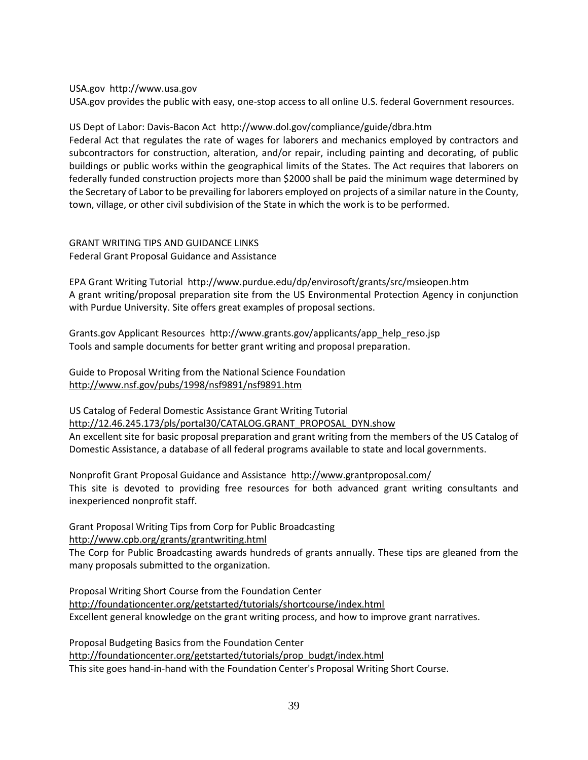USA.gov http://www.usa.gov
USA.gov provides the public with easy, one-stop access to all online U.S. federal Government resources.

US Dept of Labor: Davis-Bacon Act http://www.dol.gov/compliance/guide/dbra.htm
Federal Act that regulates the rate of wages for laborers and mechanics employed by contractors and subcontractors for construction, alteration, and/or repair, including painting and decorating, of public buildings or public works within the geographical limits of the States. The Act requires that laborers on federally funded construction projects more than $2000 shall be paid the minimum wage determined by the Secretary of Labor to be prevailing for laborers employed on projects of a similar nature in the County, town, village, or other civil subdivision of the State in which the work is to be performed.

GRANT WRITING TIPS AND GUIDANCE LINKS
Federal Grant Proposal Guidance and Assistance

EPA Grant Writing Tutorial http://www.purdue.edu/dp/envirosoft/grants/src/msieopen.htm
A grant writing/proposal preparation site from the US Environmental Protection Agency in conjunction with Purdue University. Site offers great examples of proposal sections.

Grants.gov Applicant Resources http://www.grants.gov/applicants/app_help_reso.jsp
Tools and sample documents for better grant writing and proposal preparation.

Guide to Proposal Writing from the National Science Foundation
http://www.nsf.gov/pubs/1998/nsf9891/nsf9891.htm

US Catalog of Federal Domestic Assistance Grant Writing Tutorial
http://12.46.245.173/pls/portal30/CATALOG.GRANT_PROPOSAL_DYN.show
An excellent site for basic proposal preparation and grant writing from the members of the US Catalog of Domestic Assistance, a database of all federal programs available to state and local governments.

Nonprofit Grant Proposal Guidance and Assistance http://www.grantproposal.com/
This site is devoted to providing free resources for both advanced grant writing consultants and inexperienced nonprofit staff.

Grant Proposal Writing Tips from Corp for Public Broadcasting
http://www.cpb.org/grants/grantwriting.html
The Corp for Public Broadcasting awards hundreds of grants annually. These tips are gleaned from the many proposals submitted to the organization.

Proposal Writing Short Course from the Foundation Center
http://foundationcenter.org/getstarted/tutorials/shortcourse/index.html
Excellent general knowledge on the grant writing process, and how to improve grant narratives.

Proposal Budgeting Basics from the Foundation Center
http://foundationcenter.org/getstarted/tutorials/prop_budgt/index.html
This site goes hand-in-hand with the Foundation Center's Proposal Writing Short Course.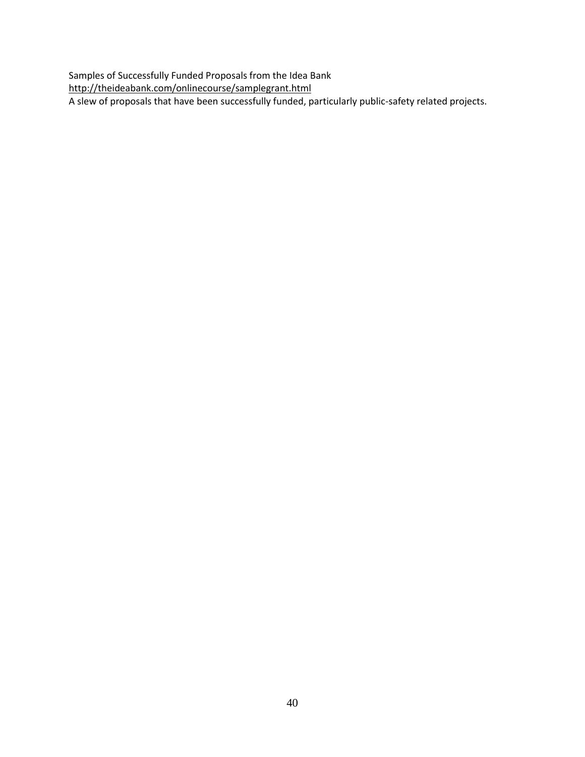Samples of Successfully Funded Proposals from the Idea Bank
http://theideabank.com/onlinecourse/samplegrant.html
A slew of proposals that have been successfully funded, particularly public-safety related projects.